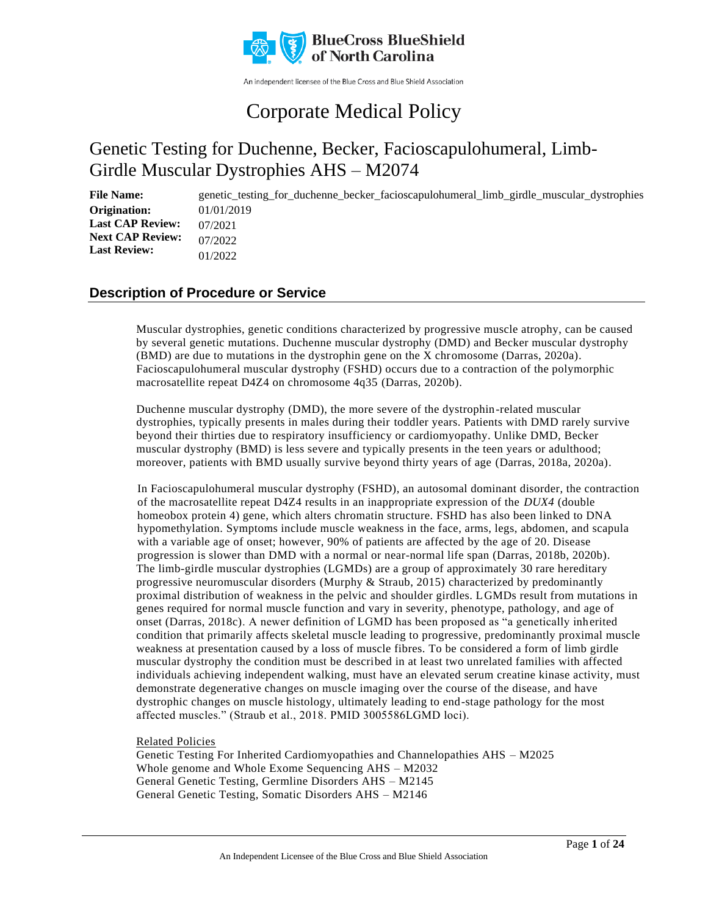BlueCross BlueShield of North Carolina

An independent licensee of the Blue Cross and Blue Shield Association

# Corporate Medical Policy

## Genetic Testing for Duchenne, Becker, Facioscapulohumeral, Limb-Girdle Muscular Dystrophies AHS – M2074

**File Name:** genetic_testing_for_duchenne_becker_facioscapulohumeral_limb_girdle_muscular_dystrophies
**Origination:** 01/01/2019
**Last CAP Review:** 07/2021
**Next CAP Review:** 07/2022
**Last Review:** 01/2022

## Description of Procedure or Service

Muscular dystrophies, genetic conditions characterized by progressive muscle atrophy, can be caused by several genetic mutations. Duchenne muscular dystrophy (DMD) and Becker muscular dystrophy (BMD) are due to mutations in the dystrophin gene on the X chromosome (Darras, 2020a). Facioscapulohumeral muscular dystrophy (FSHD) occurs due to a contraction of the polymorphic macrosatellite repeat D4Z4 on chromosome 4q35 (Darras, 2020b).

Duchenne muscular dystrophy (DMD), the more severe of the dystrophin-related muscular dystrophies, typically presents in males during their toddler years. Patients with DMD rarely survive beyond their thirties due to respiratory insufficiency or cardiomyopathy. Unlike DMD, Becker muscular dystrophy (BMD) is less severe and typically presents in the teen years or adulthood; moreover, patients with BMD usually survive beyond thirty years of age (Darras, 2018a, 2020a).

In Facioscapulohumeral muscular dystrophy (FSHD), an autosomal dominant disorder, the contraction of the macrosatellite repeat D4Z4 results in an inappropriate expression of the *DUX4* (double homeobox protein 4) gene, which alters chromatin structure. FSHD has also been linked to DNA hypomethylation. Symptoms include muscle weakness in the face, arms, legs, abdomen, and scapula with a variable age of onset; however, 90% of patients are affected by the age of 20. Disease progression is slower than DMD with a normal or near-normal life span (Darras, 2018b, 2020b). The limb-girdle muscular dystrophies (LGMDs) are a group of approximately 30 rare hereditary progressive neuromuscular disorders (Murphy & Straub, 2015) characterized by predominantly proximal distribution of weakness in the pelvic and shoulder girdles. LGMDs result from mutations in genes required for normal muscle function and vary in severity, phenotype, pathology, and age of onset (Darras, 2018c). A newer definition of LGMD has been proposed as "a genetically inherited condition that primarily affects skeletal muscle leading to progressive, predominantly proximal muscle weakness at presentation caused by a loss of muscle fibres. To be considered a form of limb girdle muscular dystrophy the condition must be described in at least two unrelated families with affected individuals achieving independent walking, must have an elevated serum creatine kinase activity, must demonstrate degenerative changes on muscle imaging over the course of the disease, and have dystrophic changes on muscle histology, ultimately leading to end-stage pathology for the most affected muscles." (Straub et al., 2018. PMID 3005586LGMD loci).

Related Policies
Genetic Testing For Inherited Cardiomyopathies and Channelopathies AHS – M2025
Whole genome and Whole Exome Sequencing AHS – M2032
General Genetic Testing, Germline Disorders AHS – M2145
General Genetic Testing, Somatic Disorders AHS – M2146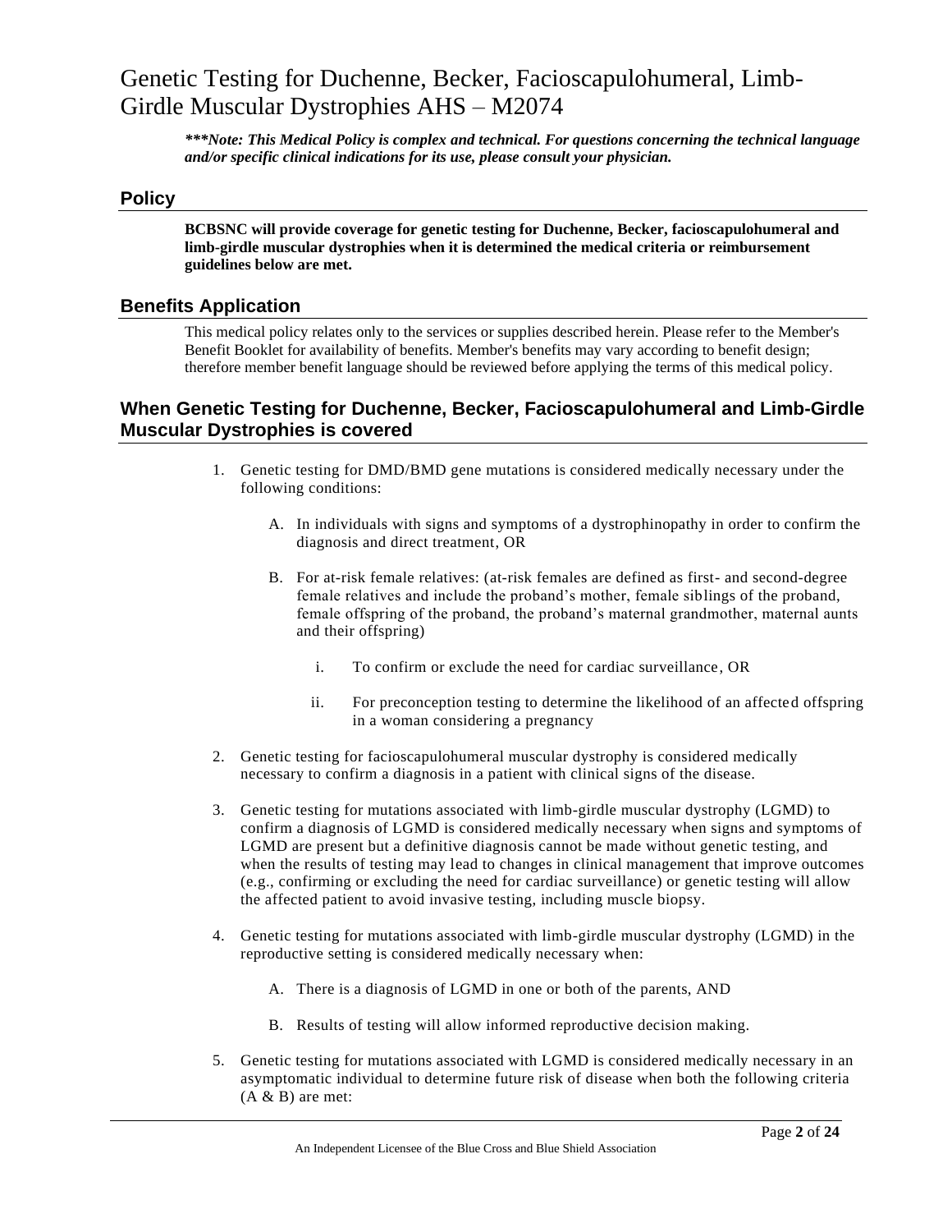# Genetic Testing for Duchenne, Becker, Facioscapulohumeral, Limb-Girdle Muscular Dystrophies AHS – M2074

***\*\*\*Note: This Medical Policy is complex and technical. For questions concerning the technical language and/or specific clinical indications for its use, please consult your physician.***

## Policy

**BCBSNC will provide coverage for genetic testing for Duchenne, Becker, facioscapulohumeral and limb-girdle muscular dystrophies when it is determined the medical criteria or reimbursement guidelines below are met.**

## Benefits Application

This medical policy relates only to the services or supplies described herein. Please refer to the Member's Benefit Booklet for availability of benefits. Member's benefits may vary according to benefit design; therefore member benefit language should be reviewed before applying the terms of this medical policy.

## When Genetic Testing for Duchenne, Becker, Facioscapulohumeral and Limb-Girdle Muscular Dystrophies is covered

1. Genetic testing for DMD/BMD gene mutations is considered medically necessary under the following conditions:

   A. In individuals with signs and symptoms of a dystrophinopathy in order to confirm the diagnosis and direct treatment, OR

   B. For at-risk female relatives: (at-risk females are defined as first- and second-degree female relatives and include the proband's mother, female siblings of the proband, female offspring of the proband, the proband's maternal grandmother, maternal aunts and their offspring)

      i. To confirm or exclude the need for cardiac surveillance, OR

      ii. For preconception testing to determine the likelihood of an affected offspring in a woman considering a pregnancy

2. Genetic testing for facioscapulohumeral muscular dystrophy is considered medically necessary to confirm a diagnosis in a patient with clinical signs of the disease.

3. Genetic testing for mutations associated with limb-girdle muscular dystrophy (LGMD) to confirm a diagnosis of LGMD is considered medically necessary when signs and symptoms of LGMD are present but a definitive diagnosis cannot be made without genetic testing, and when the results of testing may lead to changes in clinical management that improve outcomes (e.g., confirming or excluding the need for cardiac surveillance) or genetic testing will allow the affected patient to avoid invasive testing, including muscle biopsy.

4. Genetic testing for mutations associated with limb-girdle muscular dystrophy (LGMD) in the reproductive setting is considered medically necessary when:

   A. There is a diagnosis of LGMD in one or both of the parents, AND

   B. Results of testing will allow informed reproductive decision making.

5. Genetic testing for mutations associated with LGMD is considered medically necessary in an asymptomatic individual to determine future risk of disease when both the following criteria (A & B) are met: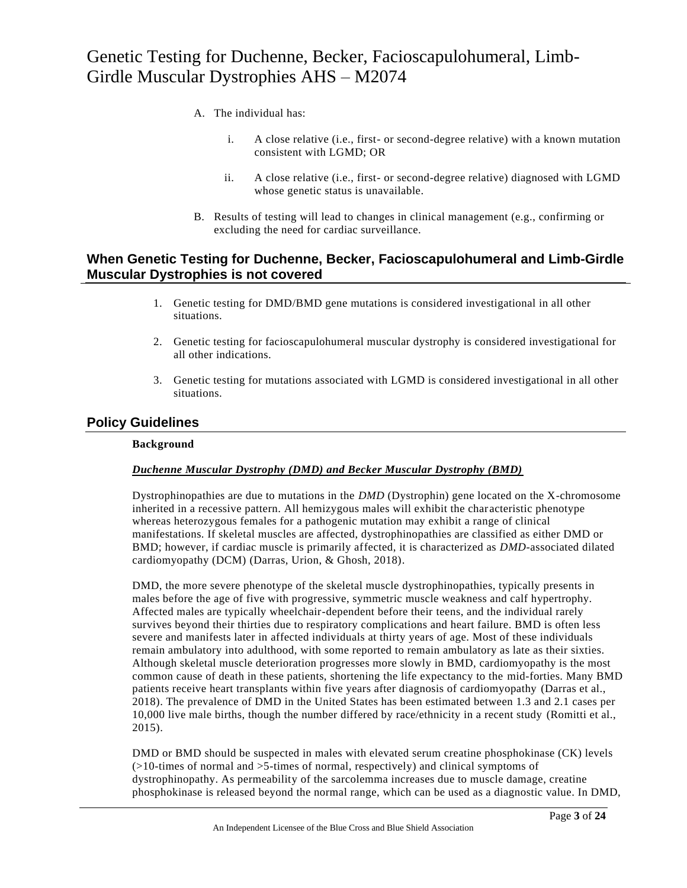A. The individual has:

   i. A close relative (i.e., first- or second-degree relative) with a known mutation consistent with LGMD; OR

   ii. A close relative (i.e., first- or second-degree relative) diagnosed with LGMD whose genetic status is unavailable.

B. Results of testing will lead to changes in clinical management (e.g., confirming or excluding the need for cardiac surveillance.

## When Genetic Testing for Duchenne, Becker, Facioscapulohumeral and Limb-Girdle Muscular Dystrophies is not covered

1. Genetic testing for DMD/BMD gene mutations is considered investigational in all other situations.

2. Genetic testing for facioscapulohumeral muscular dystrophy is considered investigational for all other indications.

3. Genetic testing for mutations associated with LGMD is considered investigational in all other situations.

## Policy Guidelines

**Background**

***Duchenne Muscular Dystrophy (DMD) and Becker Muscular Dystrophy (BMD)***

Dystrophinopathies are due to mutations in the *DMD* (Dystrophin) gene located on the X-chromosome inherited in a recessive pattern. All hemizygous males will exhibit the characteristic phenotype whereas heterozygous females for a pathogenic mutation may exhibit a range of clinical manifestations. If skeletal muscles are affected, dystrophinopathies are classified as either DMD or BMD; however, if cardiac muscle is primarily affected, it is characterized as *DMD*-associated dilated cardiomyopathy (DCM) (Darras, Urion, & Ghosh, 2018).

DMD, the more severe phenotype of the skeletal muscle dystrophinopathies, typically presents in males before the age of five with progressive, symmetric muscle weakness and calf hypertrophy. Affected males are typically wheelchair-dependent before their teens, and the individual rarely survives beyond their thirties due to respiratory complications and heart failure. BMD is often less severe and manifests later in affected individuals at thirty years of age. Most of these individuals remain ambulatory into adulthood, with some reported to remain ambulatory as late as their sixties. Although skeletal muscle deterioration progresses more slowly in BMD, cardiomyopathy is the most common cause of death in these patients, shortening the life expectancy to the mid-forties. Many BMD patients receive heart transplants within five years after diagnosis of cardiomyopathy (Darras et al., 2018). The prevalence of DMD in the United States has been estimated between 1.3 and 2.1 cases per 10,000 live male births, though the number differed by race/ethnicity in a recent study (Romitti et al., 2015).

DMD or BMD should be suspected in males with elevated serum creatine phosphokinase (CK) levels (>10-times of normal and >5-times of normal, respectively) and clinical symptoms of dystrophinopathy. As permeability of the sarcolemma increases due to muscle damage, creatine phosphokinase is released beyond the normal range, which can be used as a diagnostic value. In DMD,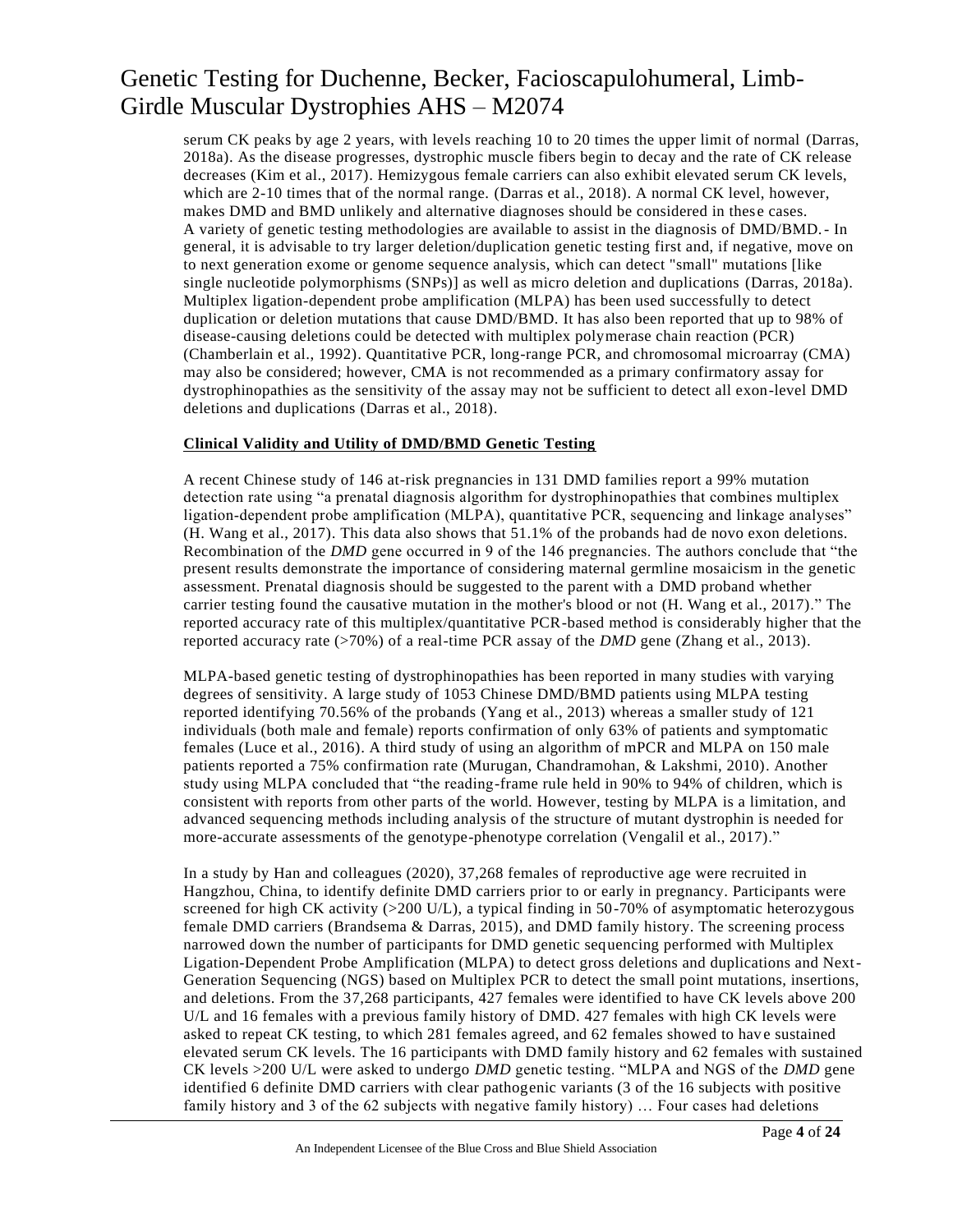serum CK peaks by age 2 years, with levels reaching 10 to 20 times the upper limit of normal (Darras, 2018a). As the disease progresses, dystrophic muscle fibers begin to decay and the rate of CK release decreases (Kim et al., 2017). Hemizygous female carriers can also exhibit elevated serum CK levels, which are 2-10 times that of the normal range. (Darras et al., 2018). A normal CK level, however, makes DMD and BMD unlikely and alternative diagnoses should be considered in these cases.
A variety of genetic testing methodologies are available to assist in the diagnosis of DMD/BMD. - In general, it is advisable to try larger deletion/duplication genetic testing first and, if negative, move on to next generation exome or genome sequence analysis, which can detect "small" mutations [like single nucleotide polymorphisms (SNPs)] as well as micro deletion and duplications (Darras, 2018a). Multiplex ligation-dependent probe amplification (MLPA) has been used successfully to detect duplication or deletion mutations that cause DMD/BMD. It has also been reported that up to 98% of disease-causing deletions could be detected with multiplex polymerase chain reaction (PCR) (Chamberlain et al., 1992). Quantitative PCR, long-range PCR, and chromosomal microarray (CMA) may also be considered; however, CMA is not recommended as a primary confirmatory assay for dystrophinopathies as the sensitivity of the assay may not be sufficient to detect all exon-level DMD deletions and duplications (Darras et al., 2018).

**Clinical Validity and Utility of DMD/BMD Genetic Testing**

A recent Chinese study of 146 at-risk pregnancies in 131 DMD families report a 99% mutation detection rate using "a prenatal diagnosis algorithm for dystrophinopathies that combines multiplex ligation-dependent probe amplification (MLPA), quantitative PCR, sequencing and linkage analyses" (H. Wang et al., 2017). This data also shows that 51.1% of the probands had de novo exon deletions. Recombination of the *DMD* gene occurred in 9 of the 146 pregnancies. The authors conclude that "the present results demonstrate the importance of considering maternal germline mosaicism in the genetic assessment. Prenatal diagnosis should be suggested to the parent with a DMD proband whether carrier testing found the causative mutation in the mother's blood or not (H. Wang et al., 2017)." The reported accuracy rate of this multiplex/quantitative PCR-based method is considerably higher that the reported accuracy rate (>70%) of a real-time PCR assay of the *DMD* gene (Zhang et al., 2013).

MLPA-based genetic testing of dystrophinopathies has been reported in many studies with varying degrees of sensitivity. A large study of 1053 Chinese DMD/BMD patients using MLPA testing reported identifying 70.56% of the probands (Yang et al., 2013) whereas a smaller study of 121 individuals (both male and female) reports confirmation of only 63% of patients and symptomatic females (Luce et al., 2016). A third study of using an algorithm of mPCR and MLPA on 150 male patients reported a 75% confirmation rate (Murugan, Chandramohan, & Lakshmi, 2010). Another study using MLPA concluded that "the reading-frame rule held in 90% to 94% of children, which is consistent with reports from other parts of the world. However, testing by MLPA is a limitation, and advanced sequencing methods including analysis of the structure of mutant dystrophin is needed for more-accurate assessments of the genotype-phenotype correlation (Vengalil et al., 2017)."

In a study by Han and colleagues (2020), 37,268 females of reproductive age were recruited in Hangzhou, China, to identify definite DMD carriers prior to or early in pregnancy. Participants were screened for high CK activity (>200 U/L), a typical finding in 50-70% of asymptomatic heterozygous female DMD carriers (Brandsema & Darras, 2015), and DMD family history. The screening process narrowed down the number of participants for DMD genetic sequencing performed with Multiplex Ligation-Dependent Probe Amplification (MLPA) to detect gross deletions and duplications and Next-Generation Sequencing (NGS) based on Multiplex PCR to detect the small point mutations, insertions, and deletions. From the 37,268 participants, 427 females were identified to have CK levels above 200 U/L and 16 females with a previous family history of DMD. 427 females with high CK levels were asked to repeat CK testing, to which 281 females agreed, and 62 females showed to have sustained elevated serum CK levels. The 16 participants with DMD family history and 62 females with sustained CK levels >200 U/L were asked to undergo *DMD* genetic testing. "MLPA and NGS of the *DMD* gene identified 6 definite DMD carriers with clear pathogenic variants (3 of the 16 subjects with positive family history and 3 of the 62 subjects with negative family history) … Four cases had deletions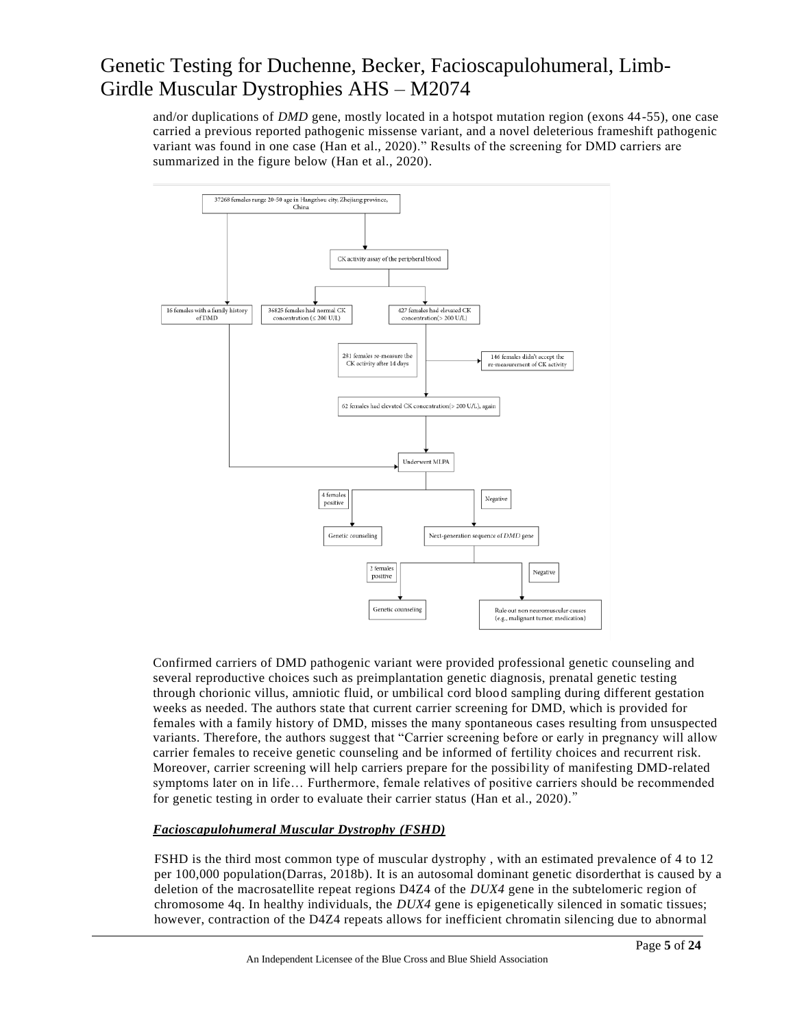and/or duplications of *DMD* gene, mostly located in a hotspot mutation region (exons 44-55), one case carried a previous reported pathogenic missense variant, and a novel deleterious frameshift pathogenic variant was found in one case (Han et al., 2020)." Results of the screening for DMD carriers are summarized in the figure below (Han et al., 2020).

37268 females range 20-50 age in Hangzhou city, Zhejiang province, China

CK activity assay of the peripheral blood

16 females with a family history of DMD

36825 females had normal CK concentration (≤ 200 U/L)

427 females had elevated CK concentration(> 200 U/L)

281 females re-measure the CK activity after 14 days

146 females didn't accept the re-measurement of CK activity

62 females had elevated CK concentration(> 200 U/L), again

Underwent MLPA

4 females positive

Negative

Genetic counseling

Next-generation sequence of *DMD* gene

2 females positive

Negative

Genetic counseling

Rule out non neuromuscular causes (e.g., malignant tumor, medication)

Confirmed carriers of DMD pathogenic variant were provided professional genetic counseling and several reproductive choices such as preimplantation genetic diagnosis, prenatal genetic testing through chorionic villus, amniotic fluid, or umbilical cord blood sampling during different gestation weeks as needed. The authors state that current carrier screening for DMD, which is provided for females with a family history of DMD, misses the many spontaneous cases resulting from unsuspected variants. Therefore, the authors suggest that "Carrier screening before or early in pregnancy will allow carrier females to receive genetic counseling and be informed of fertility choices and recurrent risk. Moreover, carrier screening will help carriers prepare for the possibility of manifesting DMD-related symptoms later on in life… Furthermore, female relatives of positive carriers should be recommended for genetic testing in order to evaluate their carrier status (Han et al., 2020)."

***Facioscapulohumeral Muscular Dystrophy (FSHD)***

FSHD is the third most common type of muscular dystrophy , with an estimated prevalence of 4 to 12 per 100,000 population(Darras, 2018b). It is an autosomal dominant genetic disorderthat is caused by a deletion of the macrosatellite repeat regions D4Z4 of the *DUX4* gene in the subtelomeric region of chromosome 4q. In healthy individuals, the *DUX4* gene is epigenetically silenced in somatic tissues; however, contraction of the D4Z4 repeats allows for inefficient chromatin silencing due to abnormal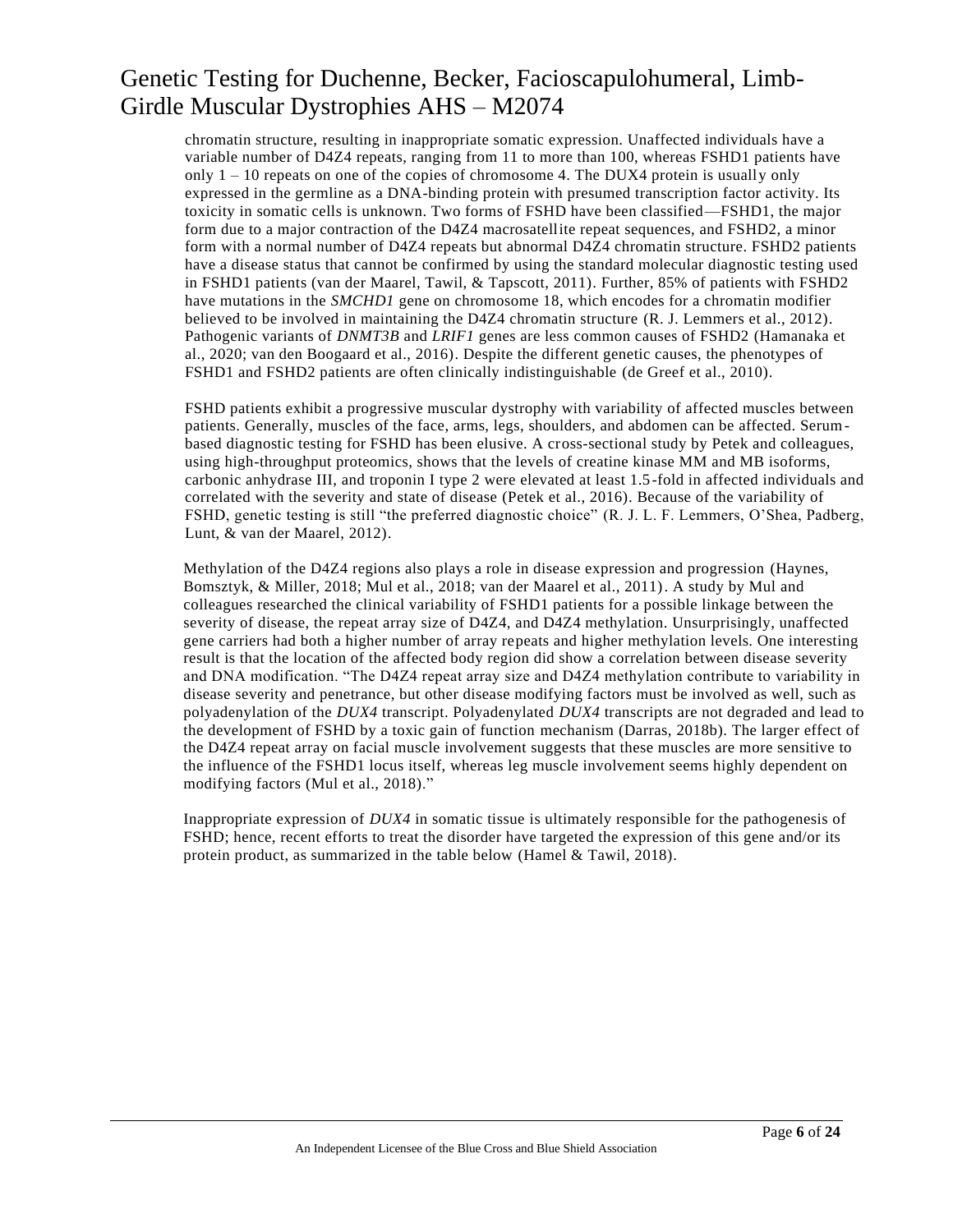chromatin structure, resulting in inappropriate somatic expression. Unaffected individuals have a variable number of D4Z4 repeats, ranging from 11 to more than 100, whereas FSHD1 patients have only 1 – 10 repeats on one of the copies of chromosome 4. The DUX4 protein is usually only expressed in the germline as a DNA-binding protein with presumed transcription factor activity. Its toxicity in somatic cells is unknown. Two forms of FSHD have been classified—FSHD1, the major form due to a major contraction of the D4Z4 macrosatellite repeat sequences, and FSHD2, a minor form with a normal number of D4Z4 repeats but abnormal D4Z4 chromatin structure. FSHD2 patients have a disease status that cannot be confirmed by using the standard molecular diagnostic testing used in FSHD1 patients (van der Maarel, Tawil, & Tapscott, 2011). Further, 85% of patients with FSHD2 have mutations in the *SMCHD1* gene on chromosome 18, which encodes for a chromatin modifier believed to be involved in maintaining the D4Z4 chromatin structure (R. J. Lemmers et al., 2012). Pathogenic variants of *DNMT3B* and *LRIF1* genes are less common causes of FSHD2 (Hamanaka et al., 2020; van den Boogaard et al., 2016). Despite the different genetic causes, the phenotypes of FSHD1 and FSHD2 patients are often clinically indistinguishable (de Greef et al., 2010).

FSHD patients exhibit a progressive muscular dystrophy with variability of affected muscles between patients. Generally, muscles of the face, arms, legs, shoulders, and abdomen can be affected. Serum-based diagnostic testing for FSHD has been elusive. A cross-sectional study by Petek and colleagues, using high-throughput proteomics, shows that the levels of creatine kinase MM and MB isoforms, carbonic anhydrase III, and troponin I type 2 were elevated at least 1.5-fold in affected individuals and correlated with the severity and state of disease (Petek et al., 2016). Because of the variability of FSHD, genetic testing is still "the preferred diagnostic choice" (R. J. L. F. Lemmers, O'Shea, Padberg, Lunt, & van der Maarel, 2012).

Methylation of the D4Z4 regions also plays a role in disease expression and progression (Haynes, Bomsztyk, & Miller, 2018; Mul et al., 2018; van der Maarel et al., 2011). A study by Mul and colleagues researched the clinical variability of FSHD1 patients for a possible linkage between the severity of disease, the repeat array size of D4Z4, and D4Z4 methylation. Unsurprisingly, unaffected gene carriers had both a higher number of array repeats and higher methylation levels. One interesting result is that the location of the affected body region did show a correlation between disease severity and DNA modification. "The D4Z4 repeat array size and D4Z4 methylation contribute to variability in disease severity and penetrance, but other disease modifying factors must be involved as well, such as polyadenylation of the *DUX4* transcript. Polyadenylated *DUX4* transcripts are not degraded and lead to the development of FSHD by a toxic gain of function mechanism (Darras, 2018b). The larger effect of the D4Z4 repeat array on facial muscle involvement suggests that these muscles are more sensitive to the influence of the FSHD1 locus itself, whereas leg muscle involvement seems highly dependent on modifying factors (Mul et al., 2018)."

Inappropriate expression of *DUX4* in somatic tissue is ultimately responsible for the pathogenesis of FSHD; hence, recent efforts to treat the disorder have targeted the expression of this gene and/or its protein product, as summarized in the table below (Hamel & Tawil, 2018).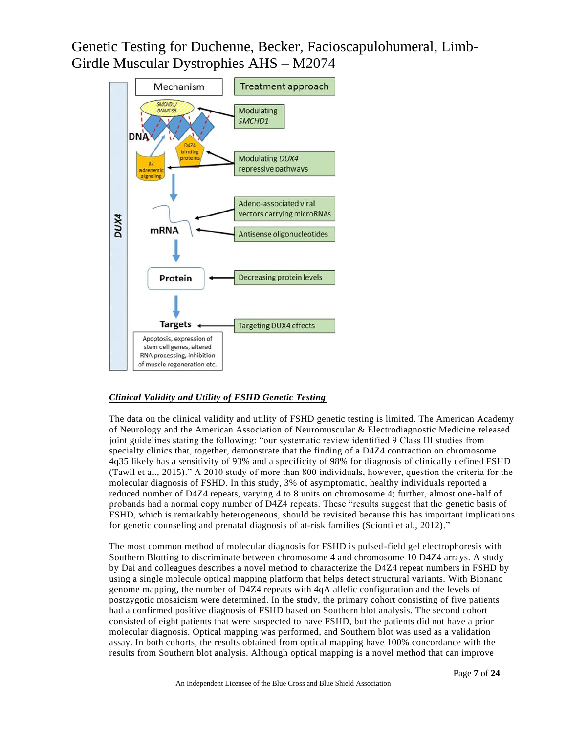## *Clinical Validity and Utility of FSHD Genetic Testing*

The data on the clinical validity and utility of FSHD genetic testing is limited. The American Academy of Neurology and the American Association of Neuromuscular & Electrodiagnostic Medicine released joint guidelines stating the following: "our systematic review identified 9 Class III studies from specialty clinics that, together, demonstrate that the finding of a D4Z4 contraction on chromosome 4q35 likely has a sensitivity of 93% and a specificity of 98% for diagnosis of clinically defined FSHD (Tawil et al., 2015)." A 2010 study of more than 800 individuals, however, question the criteria for the molecular diagnosis of FSHD. In this study, 3% of asymptomatic, healthy individuals reported a reduced number of D4Z4 repeats, varying 4 to 8 units on chromosome 4; further, almost one-half of probands had a normal copy number of D4Z4 repeats. These "results suggest that the genetic basis of FSHD, which is remarkably heterogeneous, should be revisited because this has important implications for genetic counseling and prenatal diagnosis of at-risk families (Scionti et al., 2012)."

The most common method of molecular diagnosis for FSHD is pulsed-field gel electrophoresis with Southern Blotting to discriminate between chromosome 4 and chromosome 10 D4Z4 arrays. A study by Dai and colleagues describes a novel method to characterize the D4Z4 repeat numbers in FSHD by using a single molecule optical mapping platform that helps detect structural variants. With Bionano genome mapping, the number of D4Z4 repeats with 4qA allelic configuration and the levels of postzygotic mosaicism were determined. In the study, the primary cohort consisting of five patients had a confirmed positive diagnosis of FSHD based on Southern blot analysis. The second cohort consisted of eight patients that were suspected to have FSHD, but the patients did not have a prior molecular diagnosis. Optical mapping was performed, and Southern blot was used as a validation assay. In both cohorts, the results obtained from optical mapping have 100% concordance with the results from Southern blot analysis. Although optical mapping is a novel method that can improve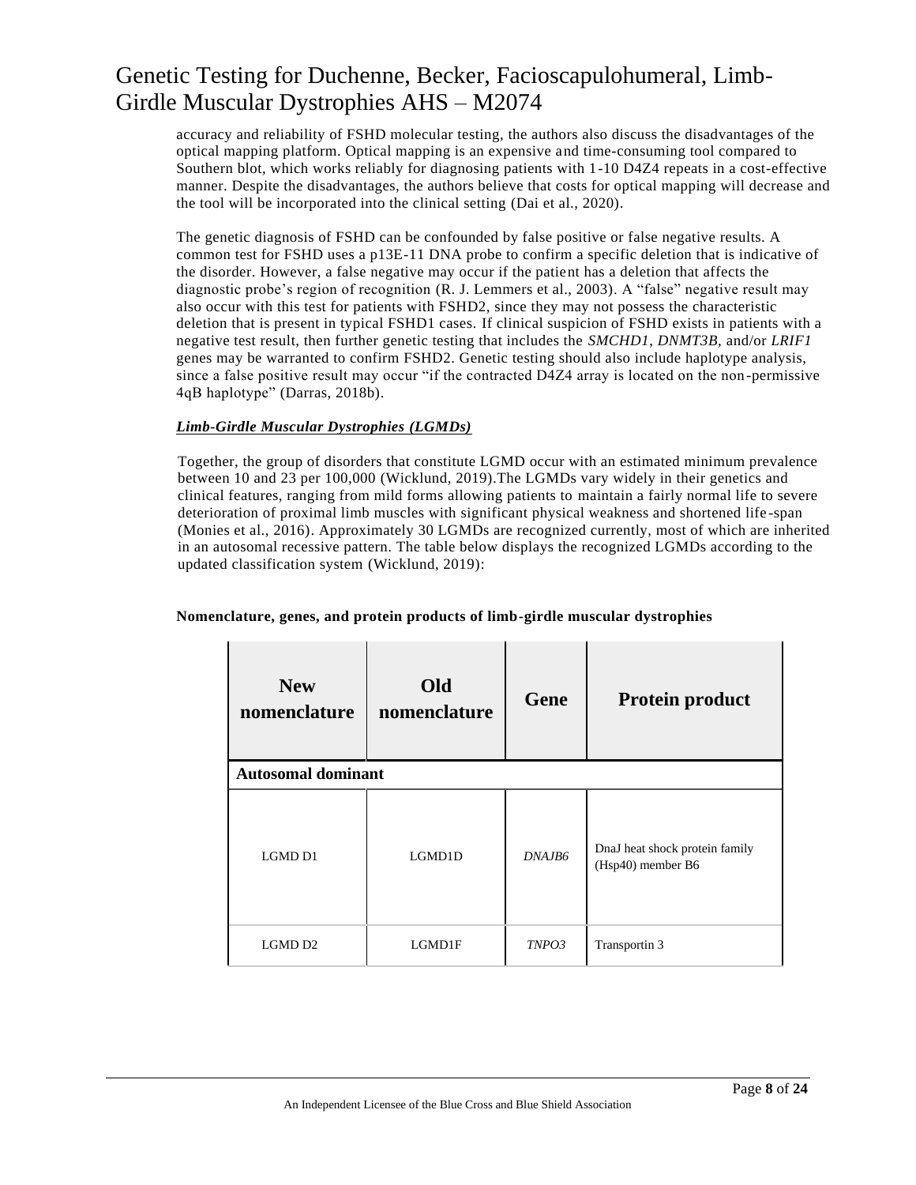accuracy and reliability of FSHD molecular testing, the authors also discuss the disadvantages of the optical mapping platform. Optical mapping is an expensive and time-consuming tool compared to Southern blot, which works reliably for diagnosing patients with 1-10 D4Z4 repeats in a cost-effective manner. Despite the disadvantages, the authors believe that costs for optical mapping will decrease and the tool will be incorporated into the clinical setting (Dai et al., 2020).

The genetic diagnosis of FSHD can be confounded by false positive or false negative results. A common test for FSHD uses a p13E-11 DNA probe to confirm a specific deletion that is indicative of the disorder. However, a false negative may occur if the patient has a deletion that affects the diagnostic probe's region of recognition (R. J. Lemmers et al., 2003). A "false" negative result may also occur with this test for patients with FSHD2, since they may not possess the characteristic deletion that is present in typical FSHD1 cases. If clinical suspicion of FSHD exists in patients with a negative test result, then further genetic testing that includes the *SMCHD1*, *DNMT3B*, and/or *LRIF1* genes may be warranted to confirm FSHD2. Genetic testing should also include haplotype analysis, since a false positive result may occur "if the contracted D4Z4 array is located on the non-permissive 4qB haplotype" (Darras, 2018b).

***Limb-Girdle Muscular Dystrophies (LGMDs)***

Together, the group of disorders that constitute LGMD occur with an estimated minimum prevalence between 10 and 23 per 100,000 (Wicklund, 2019).The LGMDs vary widely in their genetics and clinical features, ranging from mild forms allowing patients to maintain a fairly normal life to severe deterioration of proximal limb muscles with significant physical weakness and shortened life-span (Monies et al., 2016). Approximately 30 LGMDs are recognized currently, most of which are inherited in an autosomal recessive pattern. The table below displays the recognized LGMDs according to the updated classification system (Wicklund, 2019):

**Nomenclature, genes, and protein products of limb-girdle muscular dystrophies**

| New nomenclature | Old nomenclature | Gene | Protein product |
|---|---|---|---|
| **Autosomal dominant** | | | |
| LGMD D1 | LGMD1D | *DNAJB6* | DnaJ heat shock protein family (Hsp40) member B6 |
| LGMD D2 | LGMD1F | *TNPO3* | Transportin 3 |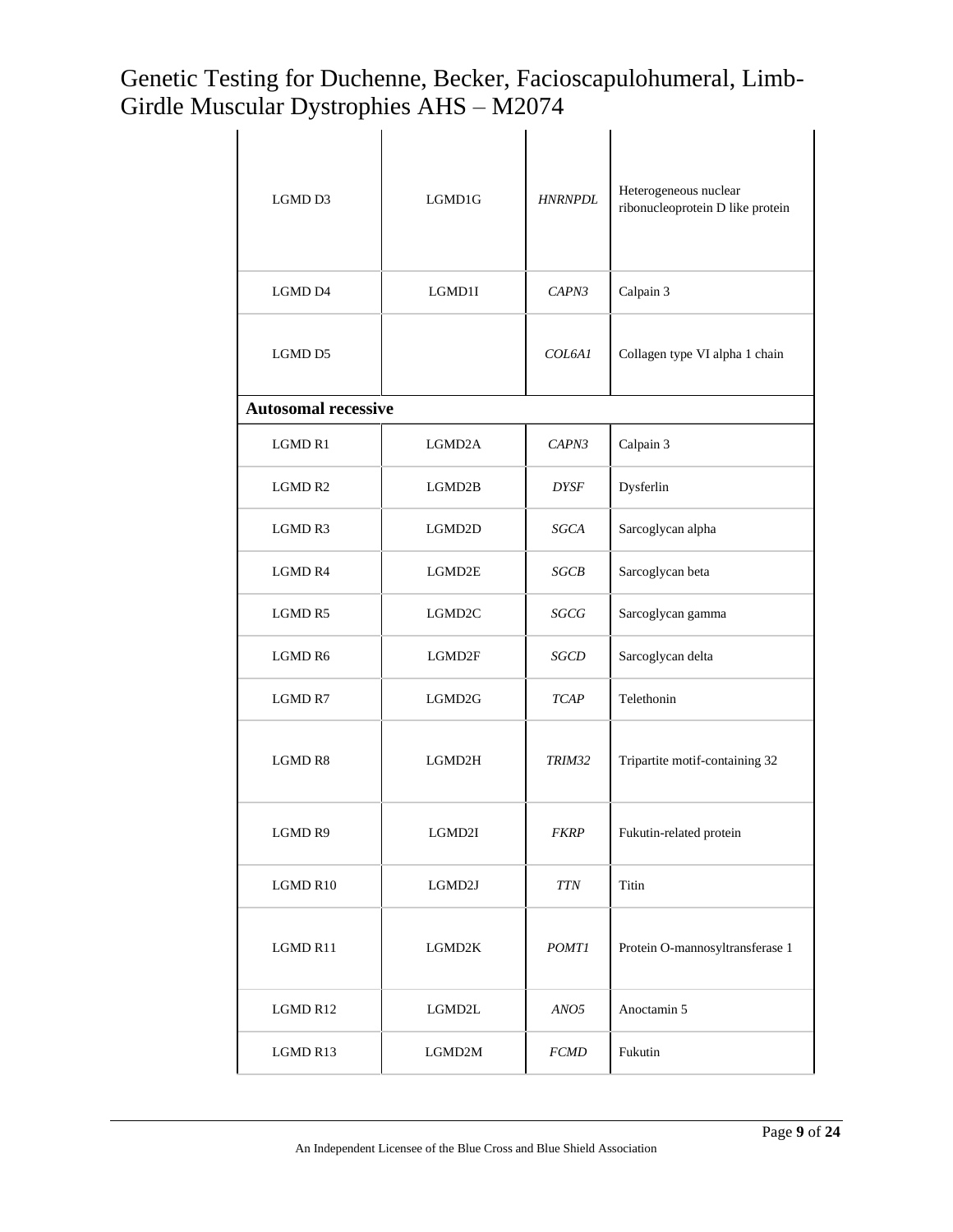| | | | |
|---|---|---|---|
| LGMD D3 | LGMD1G | *HNRNPDL* | Heterogeneous nuclear ribonucleoprotein D like protein |
| LGMD D4 | LGMD1I | *CAPN3* | Calpain 3 |
| LGMD D5 | | *COL6A1* | Collagen type VI alpha 1 chain |
| **Autosomal recessive** | | | |
| LGMD R1 | LGMD2A | *CAPN3* | Calpain 3 |
| LGMD R2 | LGMD2B | *DYSF* | Dysferlin |
| LGMD R3 | LGMD2D | *SGCA* | Sarcoglycan alpha |
| LGMD R4 | LGMD2E | *SGCB* | Sarcoglycan beta |
| LGMD R5 | LGMD2C | *SGCG* | Sarcoglycan gamma |
| LGMD R6 | LGMD2F | *SGCD* | Sarcoglycan delta |
| LGMD R7 | LGMD2G | *TCAP* | Telethonin |
| LGMD R8 | LGMD2H | *TRIM32* | Tripartite motif-containing 32 |
| LGMD R9 | LGMD2I | *FKRP* | Fukutin-related protein |
| LGMD R10 | LGMD2J | *TTN* | Titin |
| LGMD R11 | LGMD2K | *POMT1* | Protein O-mannosyltransferase 1 |
| LGMD R12 | LGMD2L | *ANO5* | Anoctamin 5 |
| LGMD R13 | LGMD2M | *FCMD* | Fukutin |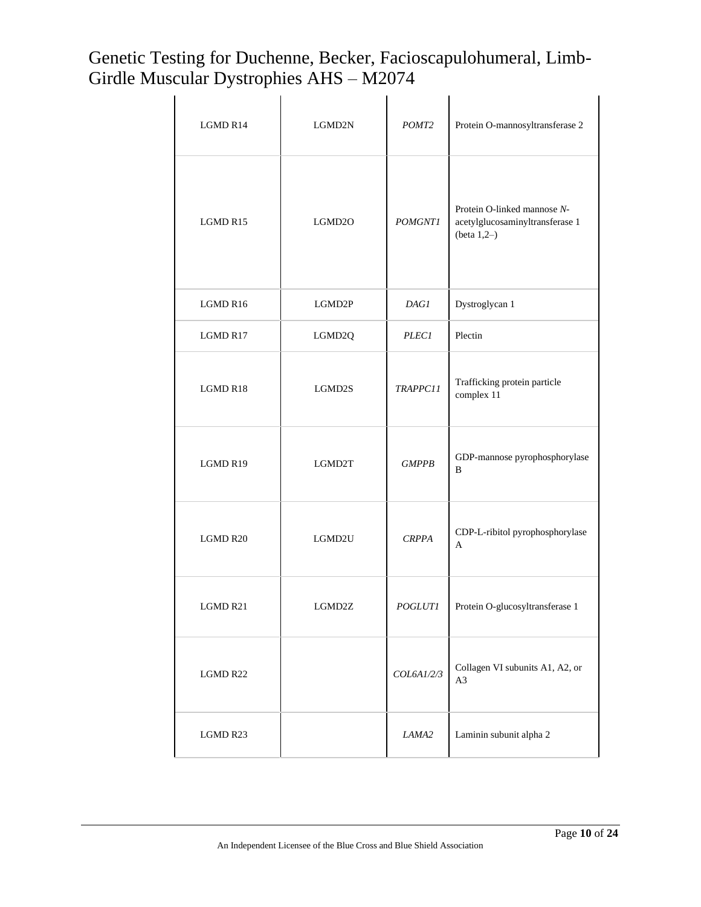| | | | |
|---|---|---|---|
| LGMD R14 | LGMD2N | *POMT2* | Protein O-mannosyltransferase 2 |
| LGMD R15 | LGMD2O | *POMGNT1* | Protein O-linked mannose *N*-acetylglucosaminyltransferase 1 (beta 1,2–) |
| LGMD R16 | LGMD2P | *DAG1* | Dystroglycan 1 |
| LGMD R17 | LGMD2Q | *PLEC1* | Plectin |
| LGMD R18 | LGMD2S | *TRAPPC11* | Trafficking protein particle complex 11 |
| LGMD R19 | LGMD2T | *GMPPB* | GDP-mannose pyrophosphorylase B |
| LGMD R20 | LGMD2U | *CRPPA* | CDP-L-ribitol pyrophosphorylase A |
| LGMD R21 | LGMD2Z | *POGLUT1* | Protein O-glucosyltransferase 1 |
| LGMD R22 | | *COL6A1/2/3* | Collagen VI subunits A1, A2, or A3 |
| LGMD R23 | | *LAMA2* | Laminin subunit alpha 2 |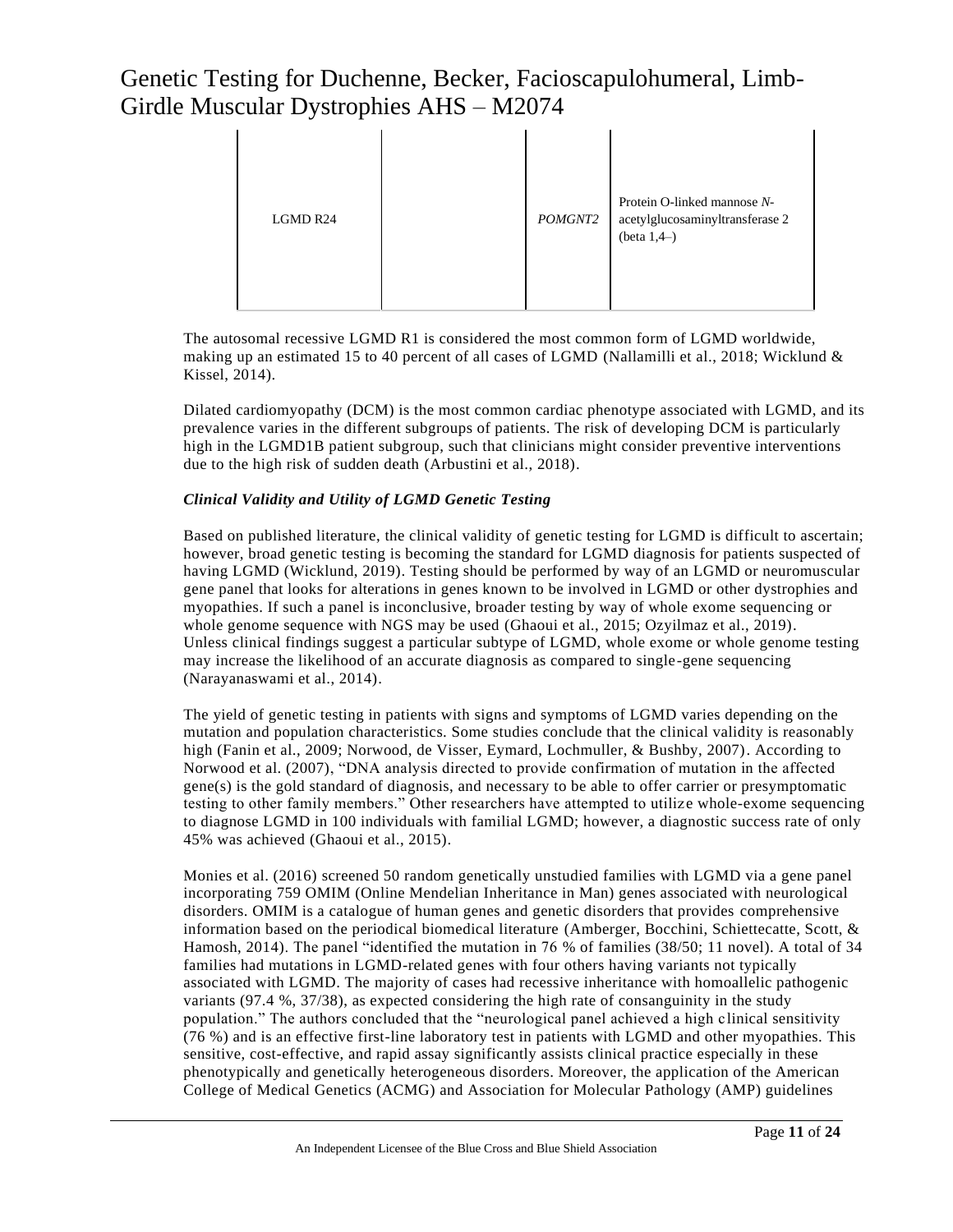| LGMD R24 | | *POMGNT2* | Protein O-linked mannose *N*-acetylglucosaminyltransferase 2 (beta 1,4–) |
|---|---|---|---|

The autosomal recessive LGMD R1 is considered the most common form of LGMD worldwide, making up an estimated 15 to 40 percent of all cases of LGMD (Nallamilli et al., 2018; Wicklund & Kissel, 2014).

Dilated cardiomyopathy (DCM) is the most common cardiac phenotype associated with LGMD, and its prevalence varies in the different subgroups of patients. The risk of developing DCM is particularly high in the LGMD1B patient subgroup, such that clinicians might consider preventive interventions due to the high risk of sudden death (Arbustini et al., 2018).

***Clinical Validity and Utility of LGMD Genetic Testing***

Based on published literature, the clinical validity of genetic testing for LGMD is difficult to ascertain; however, broad genetic testing is becoming the standard for LGMD diagnosis for patients suspected of having LGMD (Wicklund, 2019). Testing should be performed by way of an LGMD or neuromuscular gene panel that looks for alterations in genes known to be involved in LGMD or other dystrophies and myopathies. If such a panel is inconclusive, broader testing by way of whole exome sequencing or whole genome sequence with NGS may be used (Ghaoui et al., 2015; Ozyilmaz et al., 2019). Unless clinical findings suggest a particular subtype of LGMD, whole exome or whole genome testing may increase the likelihood of an accurate diagnosis as compared to single-gene sequencing (Narayanaswami et al., 2014).

The yield of genetic testing in patients with signs and symptoms of LGMD varies depending on the mutation and population characteristics. Some studies conclude that the clinical validity is reasonably high (Fanin et al., 2009; Norwood, de Visser, Eymard, Lochmuller, & Bushby, 2007). According to Norwood et al. (2007), "DNA analysis directed to provide confirmation of mutation in the affected gene(s) is the gold standard of diagnosis, and necessary to be able to offer carrier or presymptomatic testing to other family members." Other researchers have attempted to utilize whole-exome sequencing to diagnose LGMD in 100 individuals with familial LGMD; however, a diagnostic success rate of only 45% was achieved (Ghaoui et al., 2015).

Monies et al. (2016) screened 50 random genetically unstudied families with LGMD via a gene panel incorporating 759 OMIM (Online Mendelian Inheritance in Man) genes associated with neurological disorders. OMIM is a catalogue of human genes and genetic disorders that provides comprehensive information based on the periodical biomedical literature (Amberger, Bocchini, Schiettecatte, Scott, & Hamosh, 2014). The panel "identified the mutation in 76 % of families (38/50; 11 novel). A total of 34 families had mutations in LGMD-related genes with four others having variants not typically associated with LGMD. The majority of cases had recessive inheritance with homoallelic pathogenic variants (97.4 %, 37/38), as expected considering the high rate of consanguinity in the study population." The authors concluded that the "neurological panel achieved a high clinical sensitivity (76 %) and is an effective first-line laboratory test in patients with LGMD and other myopathies. This sensitive, cost-effective, and rapid assay significantly assists clinical practice especially in these phenotypically and genetically heterogeneous disorders. Moreover, the application of the American College of Medical Genetics (ACMG) and Association for Molecular Pathology (AMP) guidelines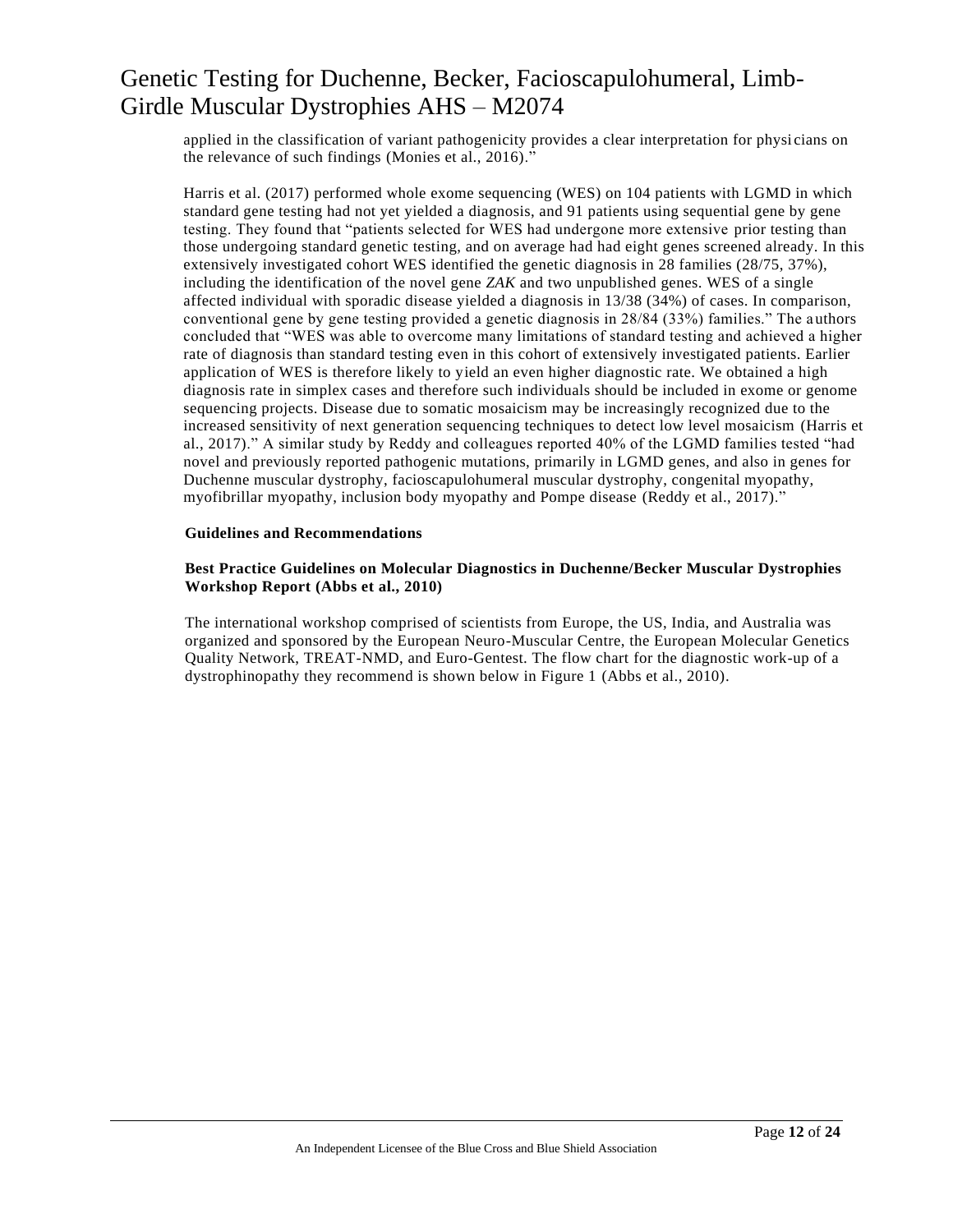applied in the classification of variant pathogenicity provides a clear interpretation for physicians on the relevance of such findings (Monies et al., 2016)."

Harris et al. (2017) performed whole exome sequencing (WES) on 104 patients with LGMD in which standard gene testing had not yet yielded a diagnosis, and 91 patients using sequential gene by gene testing. They found that "patients selected for WES had undergone more extensive prior testing than those undergoing standard genetic testing, and on average had had eight genes screened already. In this extensively investigated cohort WES identified the genetic diagnosis in 28 families (28/75, 37%), including the identification of the novel gene *ZAK* and two unpublished genes. WES of a single affected individual with sporadic disease yielded a diagnosis in 13/38 (34%) of cases. In comparison, conventional gene by gene testing provided a genetic diagnosis in 28/84 (33%) families." The authors concluded that "WES was able to overcome many limitations of standard testing and achieved a higher rate of diagnosis than standard testing even in this cohort of extensively investigated patients. Earlier application of WES is therefore likely to yield an even higher diagnostic rate. We obtained a high diagnosis rate in simplex cases and therefore such individuals should be included in exome or genome sequencing projects. Disease due to somatic mosaicism may be increasingly recognized due to the increased sensitivity of next generation sequencing techniques to detect low level mosaicism (Harris et al., 2017)." A similar study by Reddy and colleagues reported 40% of the LGMD families tested "had novel and previously reported pathogenic mutations, primarily in LGMD genes, and also in genes for Duchenne muscular dystrophy, facioscapulohumeral muscular dystrophy, congenital myopathy, myofibrillar myopathy, inclusion body myopathy and Pompe disease (Reddy et al., 2017)."

## Guidelines and Recommendations

### Best Practice Guidelines on Molecular Diagnostics in Duchenne/Becker Muscular Dystrophies Workshop Report (Abbs et al., 2010)

The international workshop comprised of scientists from Europe, the US, India, and Australia was organized and sponsored by the European Neuro-Muscular Centre, the European Molecular Genetics Quality Network, TREAT-NMD, and Euro-Gentest. The flow chart for the diagnostic work-up of a dystrophinopathy they recommend is shown below in Figure 1 (Abbs et al., 2010).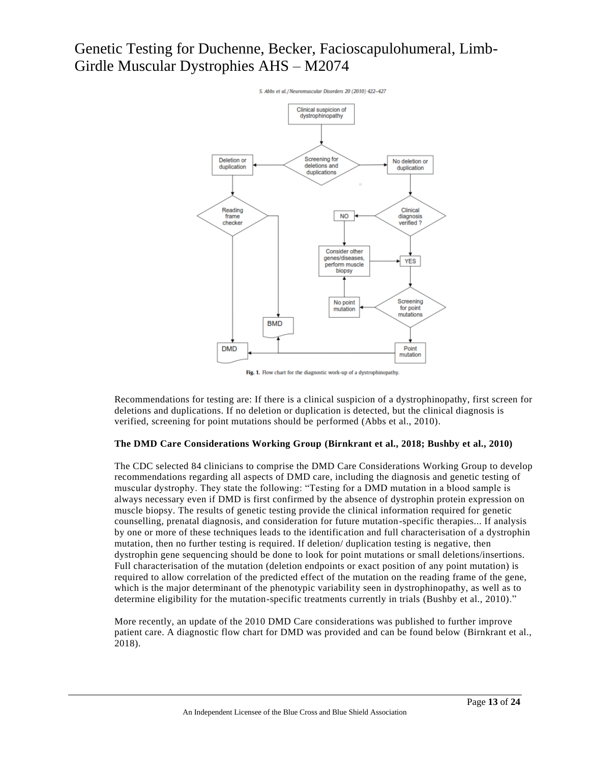S. Abbs et al. / Neuromuscular Disorders 20 (2010) 422–427

Fig. 1. Flow chart for the diagnostic work-up of a dystrophinopathy.

Recommendations for testing are: If there is a clinical suspicion of a dystrophinopathy, first screen for deletions and duplications. If no deletion or duplication is detected, but the clinical diagnosis is verified, screening for point mutations should be performed (Abbs et al., 2010).

**The DMD Care Considerations Working Group (Birnkrant et al., 2018; Bushby et al., 2010)**

The CDC selected 84 clinicians to comprise the DMD Care Considerations Working Group to develop recommendations regarding all aspects of DMD care, including the diagnosis and genetic testing of muscular dystrophy. They state the following: "Testing for a DMD mutation in a blood sample is always necessary even if DMD is first confirmed by the absence of dystrophin protein expression on muscle biopsy. The results of genetic testing provide the clinical information required for genetic counselling, prenatal diagnosis, and consideration for future mutation-specific therapies... If analysis by one or more of these techniques leads to the identification and full characterisation of a dystrophin mutation, then no further testing is required. If deletion/ duplication testing is negative, then dystrophin gene sequencing should be done to look for point mutations or small deletions/insertions. Full characterisation of the mutation (deletion endpoints or exact position of any point mutation) is required to allow correlation of the predicted effect of the mutation on the reading frame of the gene, which is the major determinant of the phenotypic variability seen in dystrophinopathy, as well as to determine eligibility for the mutation-specific treatments currently in trials (Bushby et al., 2010)."

More recently, an update of the 2010 DMD Care considerations was published to further improve patient care. A diagnostic flow chart for DMD was provided and can be found below (Birnkrant et al., 2018).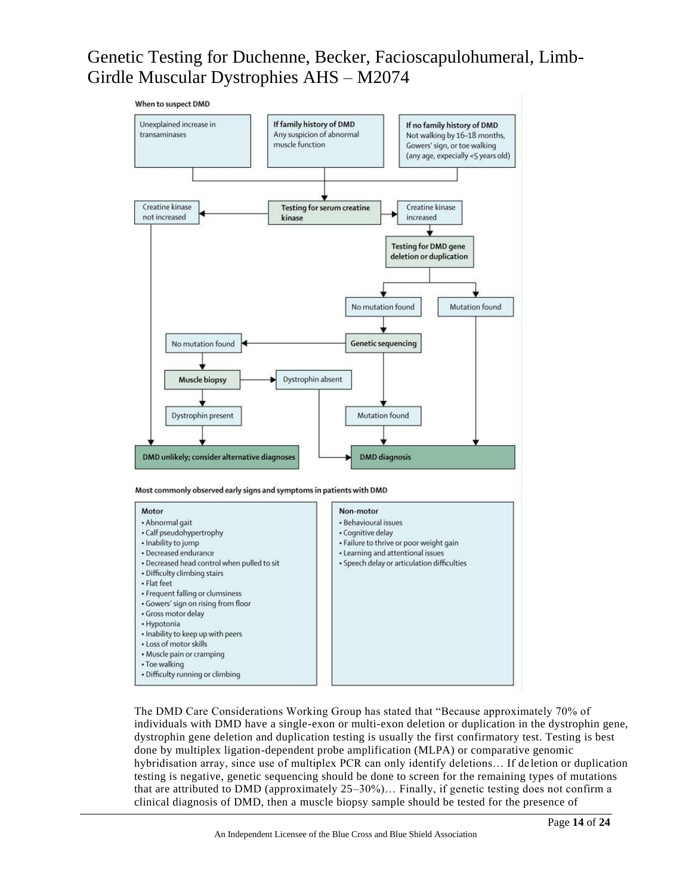When to suspect DMD

- Unexplained increase in transaminases
- If family history of DMD: Any suspicion of abnormal muscle function
- If no family history of DMD: Not walking by 16–18 months, Gowers' sign, or toe walking (any age, expecially <5 years old)

→ Testing for serum creatine kinase
- Creatine kinase not increased → DMD unlikely; consider alternative diagnoses
- Creatine kinase increased → Testing for DMD gene deletion or duplication
  - Mutation found → DMD diagnosis
  - No mutation found → Genetic sequencing
    - Mutation found → DMD diagnosis
    - No mutation found → Muscle biopsy
      - Dystrophin absent → DMD diagnosis
      - Dystrophin present → DMD unlikely; consider alternative diagnoses

Most commonly observed early signs and symptoms in patients with DMD

**Motor**
- Abnormal gait
- Calf pseudohypertrophy
- Inability to jump
- Decreased endurance
- Decreased head control when pulled to sit
- Difficulty climbing stairs
- Flat feet
- Frequent falling or clumsiness
- Gowers' sign on rising from floor
- Gross motor delay
- Hypotonia
- Inability to keep up with peers
- Loss of motor skills
- Muscle pain or cramping
- Toe walking
- Difficulty running or climbing

**Non-motor**
- Behavioural issues
- Cognitive delay
- Failure to thrive or poor weight gain
- Learning and attentional issues
- Speech delay or articulation difficulties

The DMD Care Considerations Working Group has stated that "Because approximately 70% of individuals with DMD have a single-exon or multi-exon deletion or duplication in the dystrophin gene, dystrophin gene deletion and duplication testing is usually the first confirmatory test. Testing is best done by multiplex ligation-dependent probe amplification (MLPA) or comparative genomic hybridisation array, since use of multiplex PCR can only identify deletions… If deletion or duplication testing is negative, genetic sequencing should be done to screen for the remaining types of mutations that are attributed to DMD (approximately 25–30%)… Finally, if genetic testing does not confirm a clinical diagnosis of DMD, then a muscle biopsy sample should be tested for the presence of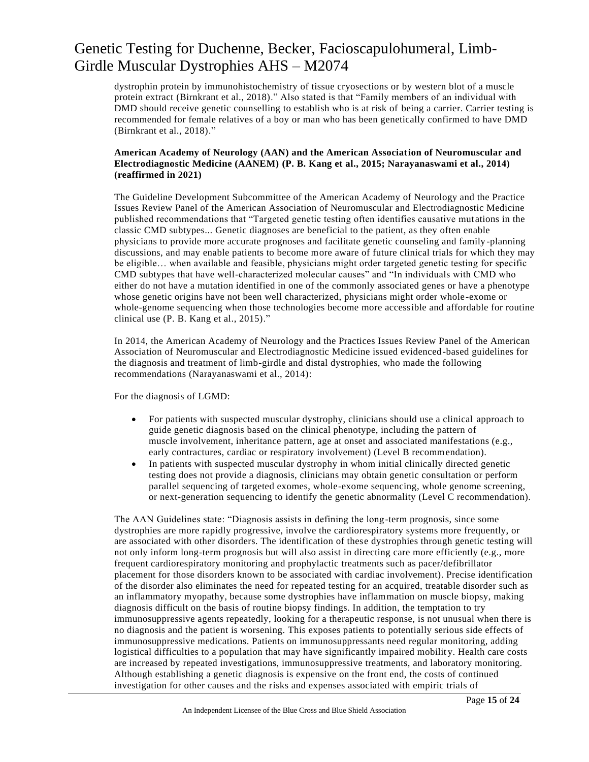dystrophin protein by immunohistochemistry of tissue cryosections or by western blot of a muscle protein extract (Birnkrant et al., 2018)." Also stated is that "Family members of an individual with DMD should receive genetic counselling to establish who is at risk of being a carrier. Carrier testing is recommended for female relatives of a boy or man who has been genetically confirmed to have DMD (Birnkrant et al., 2018)."

**American Academy of Neurology (AAN) and the American Association of Neuromuscular and Electrodiagnostic Medicine (AANEM) (P. B. Kang et al., 2015; Narayanaswami et al., 2014) (reaffirmed in 2021)**

The Guideline Development Subcommittee of the American Academy of Neurology and the Practice Issues Review Panel of the American Association of Neuromuscular and Electrodiagnostic Medicine published recommendations that "Targeted genetic testing often identifies causative mutations in the classic CMD subtypes... Genetic diagnoses are beneficial to the patient, as they often enable physicians to provide more accurate prognoses and facilitate genetic counseling and family-planning discussions, and may enable patients to become more aware of future clinical trials for which they may be eligible… when available and feasible, physicians might order targeted genetic testing for specific CMD subtypes that have well-characterized molecular causes" and "In individuals with CMD who either do not have a mutation identified in one of the commonly associated genes or have a phenotype whose genetic origins have not been well characterized, physicians might order whole-exome or whole-genome sequencing when those technologies become more accessible and affordable for routine clinical use (P. B. Kang et al., 2015)."

In 2014, the American Academy of Neurology and the Practices Issues Review Panel of the American Association of Neuromuscular and Electrodiagnostic Medicine issued evidenced-based guidelines for the diagnosis and treatment of limb-girdle and distal dystrophies, who made the following recommendations (Narayanaswami et al., 2014):

For the diagnosis of LGMD:

- For patients with suspected muscular dystrophy, clinicians should use a clinical approach to guide genetic diagnosis based on the clinical phenotype, including the pattern of muscle involvement, inheritance pattern, age at onset and associated manifestations (e.g., early contractures, cardiac or respiratory involvement) (Level B recommendation).
- In patients with suspected muscular dystrophy in whom initial clinically directed genetic testing does not provide a diagnosis, clinicians may obtain genetic consultation or perform parallel sequencing of targeted exomes, whole-exome sequencing, whole genome screening, or next-generation sequencing to identify the genetic abnormality (Level C recommendation).

The AAN Guidelines state: "Diagnosis assists in defining the long-term prognosis, since some dystrophies are more rapidly progressive, involve the cardiorespiratory systems more frequently, or are associated with other disorders. The identification of these dystrophies through genetic testing will not only inform long-term prognosis but will also assist in directing care more efficiently (e.g., more frequent cardiorespiratory monitoring and prophylactic treatments such as pacer/defibrillator placement for those disorders known to be associated with cardiac involvement). Precise identification of the disorder also eliminates the need for repeated testing for an acquired, treatable disorder such as an inflammatory myopathy, because some dystrophies have inflammation on muscle biopsy, making diagnosis difficult on the basis of routine biopsy findings. In addition, the temptation to try immunosuppressive agents repeatedly, looking for a therapeutic response, is not unusual when there is no diagnosis and the patient is worsening. This exposes patients to potentially serious side effects of immunosuppressive medications. Patients on immunosuppressants need regular monitoring, adding logistical difficulties to a population that may have significantly impaired mobility. Health care costs are increased by repeated investigations, immunosuppressive treatments, and laboratory monitoring. Although establishing a genetic diagnosis is expensive on the front end, the costs of continued investigation for other causes and the risks and expenses associated with empiric trials of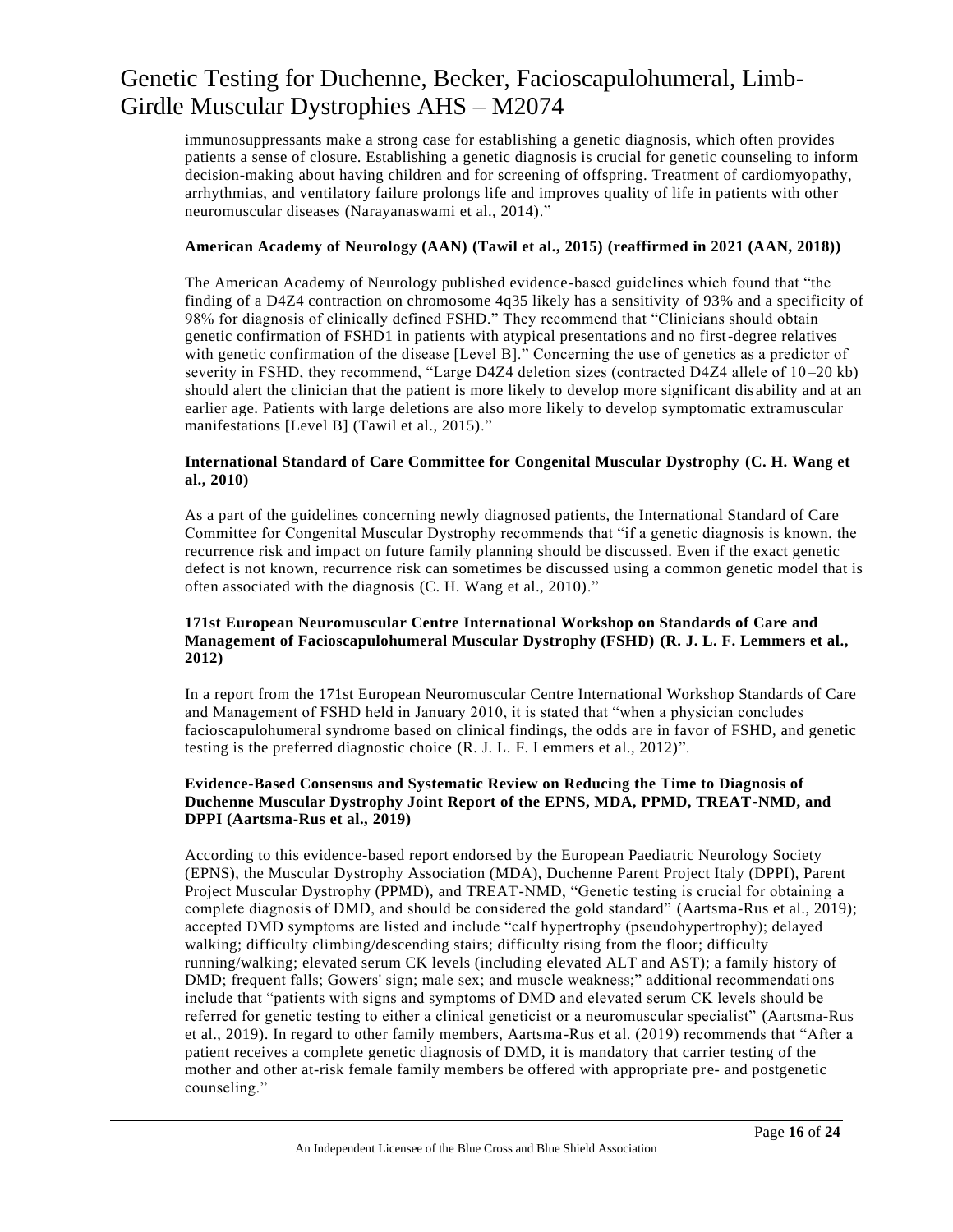immunosuppressants make a strong case for establishing a genetic diagnosis, which often provides patients a sense of closure. Establishing a genetic diagnosis is crucial for genetic counseling to inform decision-making about having children and for screening of offspring. Treatment of cardiomyopathy, arrhythmias, and ventilatory failure prolongs life and improves quality of life in patients with other neuromuscular diseases (Narayanaswami et al., 2014)."

**American Academy of Neurology (AAN) (Tawil et al., 2015) (reaffirmed in 2021 (AAN, 2018))**

The American Academy of Neurology published evidence-based guidelines which found that "the finding of a D4Z4 contraction on chromosome 4q35 likely has a sensitivity of 93% and a specificity of 98% for diagnosis of clinically defined FSHD." They recommend that "Clinicians should obtain genetic confirmation of FSHD1 in patients with atypical presentations and no first-degree relatives with genetic confirmation of the disease [Level B]." Concerning the use of genetics as a predictor of severity in FSHD, they recommend, "Large D4Z4 deletion sizes (contracted D4Z4 allele of 10–20 kb) should alert the clinician that the patient is more likely to develop more significant disability and at an earlier age. Patients with large deletions are also more likely to develop symptomatic extramuscular manifestations [Level B] (Tawil et al., 2015)."

**International Standard of Care Committee for Congenital Muscular Dystrophy (C. H. Wang et al., 2010)**

As a part of the guidelines concerning newly diagnosed patients, the International Standard of Care Committee for Congenital Muscular Dystrophy recommends that "if a genetic diagnosis is known, the recurrence risk and impact on future family planning should be discussed. Even if the exact genetic defect is not known, recurrence risk can sometimes be discussed using a common genetic model that is often associated with the diagnosis (C. H. Wang et al., 2010)."

**171st European Neuromuscular Centre International Workshop on Standards of Care and Management of Facioscapulohumeral Muscular Dystrophy (FSHD) (R. J. L. F. Lemmers et al., 2012)**

In a report from the 171st European Neuromuscular Centre International Workshop Standards of Care and Management of FSHD held in January 2010, it is stated that "when a physician concludes facioscapulohumeral syndrome based on clinical findings, the odds are in favor of FSHD, and genetic testing is the preferred diagnostic choice (R. J. L. F. Lemmers et al., 2012)".

**Evidence-Based Consensus and Systematic Review on Reducing the Time to Diagnosis of Duchenne Muscular Dystrophy Joint Report of the EPNS, MDA, PPMD, TREAT-NMD, and DPPI (Aartsma-Rus et al., 2019)**

According to this evidence-based report endorsed by the European Paediatric Neurology Society (EPNS), the Muscular Dystrophy Association (MDA), Duchenne Parent Project Italy (DPPI), Parent Project Muscular Dystrophy (PPMD), and TREAT-NMD, "Genetic testing is crucial for obtaining a complete diagnosis of DMD, and should be considered the gold standard" (Aartsma-Rus et al., 2019); accepted DMD symptoms are listed and include "calf hypertrophy (pseudohypertrophy); delayed walking; difficulty climbing/descending stairs; difficulty rising from the floor; difficulty running/walking; elevated serum CK levels (including elevated ALT and AST); a family history of DMD; frequent falls; Gowers' sign; male sex; and muscle weakness;" additional recommendations include that "patients with signs and symptoms of DMD and elevated serum CK levels should be referred for genetic testing to either a clinical geneticist or a neuromuscular specialist" (Aartsma-Rus et al., 2019). In regard to other family members, Aartsma-Rus et al. (2019) recommends that "After a patient receives a complete genetic diagnosis of DMD, it is mandatory that carrier testing of the mother and other at-risk female family members be offered with appropriate pre- and postgenetic counseling."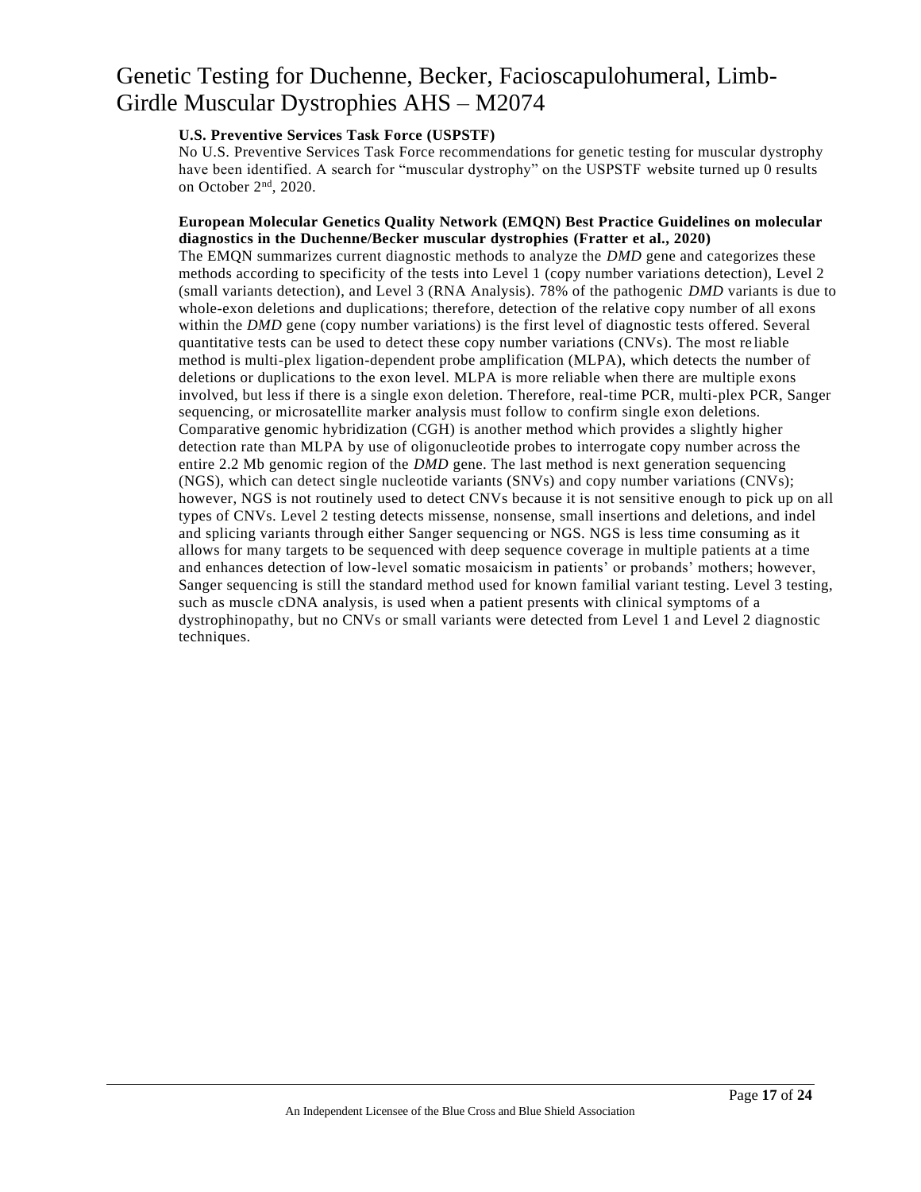**U.S. Preventive Services Task Force (USPSTF)**

No U.S. Preventive Services Task Force recommendations for genetic testing for muscular dystrophy have been identified. A search for "muscular dystrophy" on the USPSTF website turned up 0 results on October 2nd, 2020.

**European Molecular Genetics Quality Network (EMQN) Best Practice Guidelines on molecular diagnostics in the Duchenne/Becker muscular dystrophies (Fratter et al., 2020)**

The EMQN summarizes current diagnostic methods to analyze the *DMD* gene and categorizes these methods according to specificity of the tests into Level 1 (copy number variations detection), Level 2 (small variants detection), and Level 3 (RNA Analysis). 78% of the pathogenic *DMD* variants is due to whole-exon deletions and duplications; therefore, detection of the relative copy number of all exons within the *DMD* gene (copy number variations) is the first level of diagnostic tests offered. Several quantitative tests can be used to detect these copy number variations (CNVs). The most reliable method is multi-plex ligation-dependent probe amplification (MLPA), which detects the number of deletions or duplications to the exon level. MLPA is more reliable when there are multiple exons involved, but less if there is a single exon deletion. Therefore, real-time PCR, multi-plex PCR, Sanger sequencing, or microsatellite marker analysis must follow to confirm single exon deletions. Comparative genomic hybridization (CGH) is another method which provides a slightly higher detection rate than MLPA by use of oligonucleotide probes to interrogate copy number across the entire 2.2 Mb genomic region of the *DMD* gene. The last method is next generation sequencing (NGS), which can detect single nucleotide variants (SNVs) and copy number variations (CNVs); however, NGS is not routinely used to detect CNVs because it is not sensitive enough to pick up on all types of CNVs. Level 2 testing detects missense, nonsense, small insertions and deletions, and indel and splicing variants through either Sanger sequencing or NGS. NGS is less time consuming as it allows for many targets to be sequenced with deep sequence coverage in multiple patients at a time and enhances detection of low-level somatic mosaicism in patients' or probands' mothers; however, Sanger sequencing is still the standard method used for known familial variant testing. Level 3 testing, such as muscle cDNA analysis, is used when a patient presents with clinical symptoms of a dystrophinopathy, but no CNVs or small variants were detected from Level 1 and Level 2 diagnostic techniques.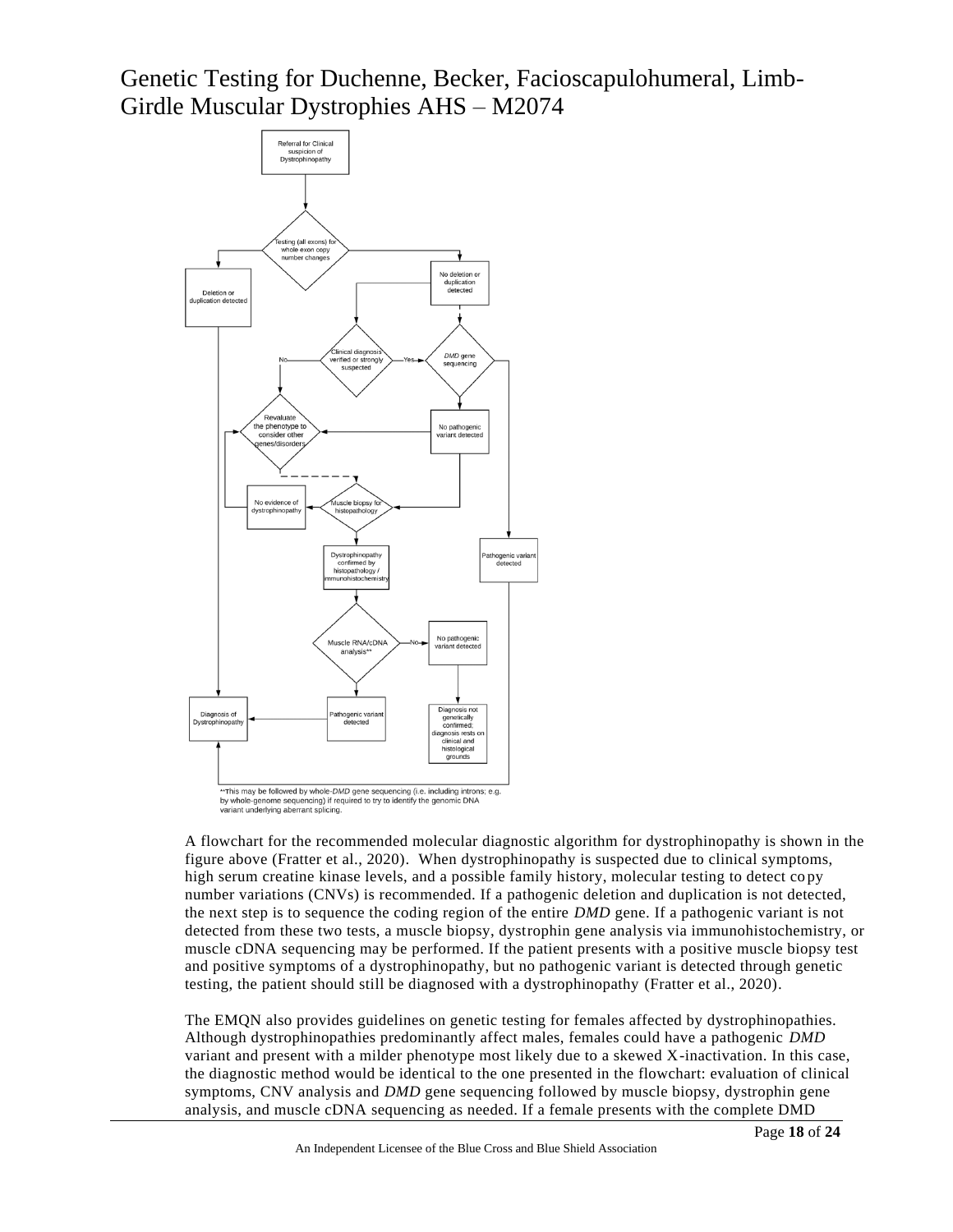# Genetic Testing for Duchenne, Becker, Facioscapulohumeral, Limb-Girdle Muscular Dystrophies AHS – M2074

**This may be followed by whole-*DMD* gene sequencing (i.e. including introns; e.g. by whole-genome sequencing) if required to try to identify the genomic DNA variant underlying aberrant splicing.

A flowchart for the recommended molecular diagnostic algorithm for dystrophinopathy is shown in the figure above (Fratter et al., 2020). When dystrophinopathy is suspected due to clinical symptoms, high serum creatine kinase levels, and a possible family history, molecular testing to detect copy number variations (CNVs) is recommended. If a pathogenic deletion and duplication is not detected, the next step is to sequence the coding region of the entire *DMD* gene. If a pathogenic variant is not detected from these two tests, a muscle biopsy, dystrophin gene analysis via immunohistochemistry, or muscle cDNA sequencing may be performed. If the patient presents with a positive muscle biopsy test and positive symptoms of a dystrophinopathy, but no pathogenic variant is detected through genetic testing, the patient should still be diagnosed with a dystrophinopathy (Fratter et al., 2020).

The EMQN also provides guidelines on genetic testing for females affected by dystrophinopathies. Although dystrophinopathies predominantly affect males, females could have a pathogenic *DMD* variant and present with a milder phenotype most likely due to a skewed X-inactivation. In this case, the diagnostic method would be identical to the one presented in the flowchart: evaluation of clinical symptoms, CNV analysis and *DMD* gene sequencing followed by muscle biopsy, dystrophin gene analysis, and muscle cDNA sequencing as needed. If a female presents with the complete DMD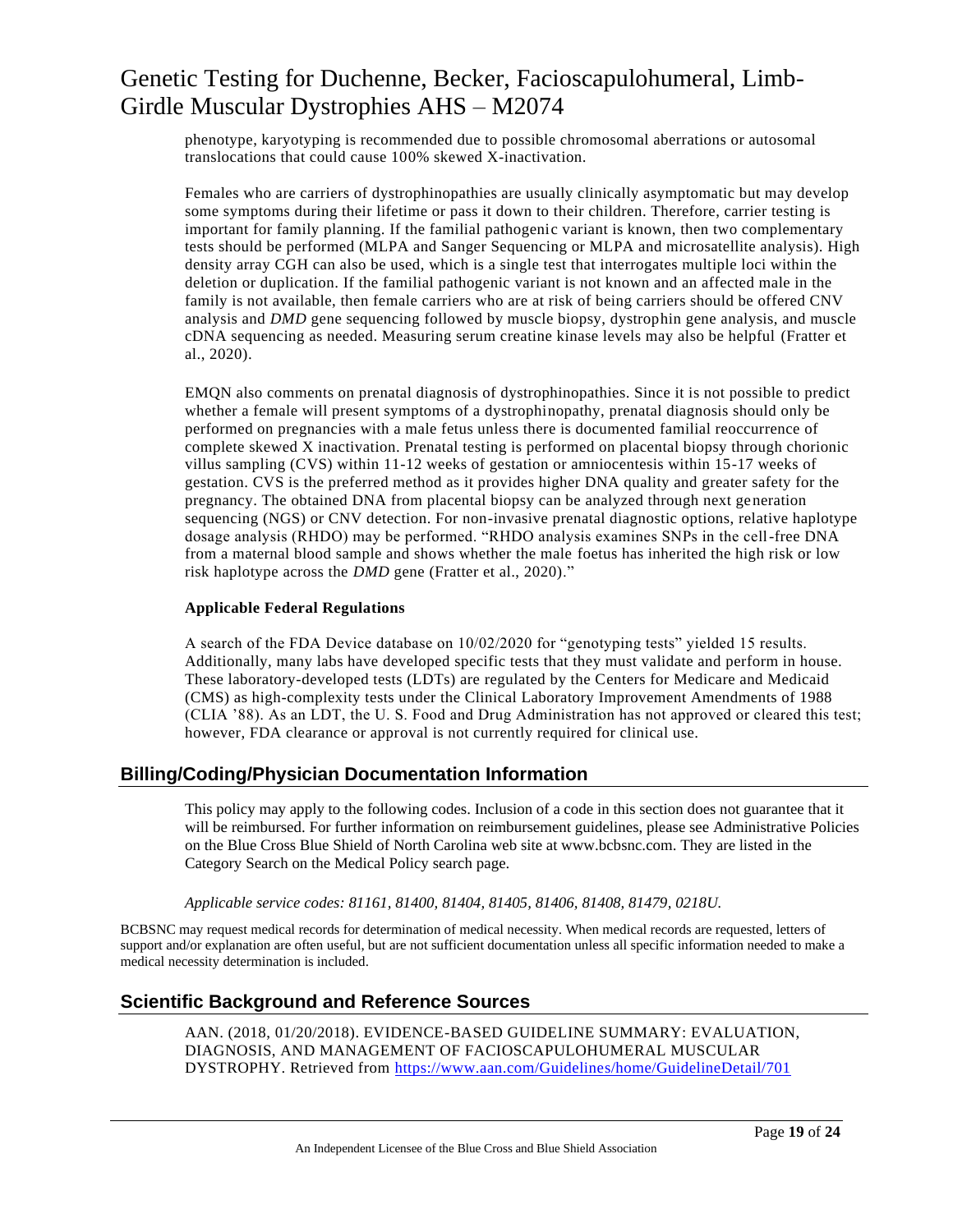phenotype, karyotyping is recommended due to possible chromosomal aberrations or autosomal translocations that could cause 100% skewed X-inactivation.

Females who are carriers of dystrophinopathies are usually clinically asymptomatic but may develop some symptoms during their lifetime or pass it down to their children. Therefore, carrier testing is important for family planning. If the familial pathogenic variant is known, then two complementary tests should be performed (MLPA and Sanger Sequencing or MLPA and microsatellite analysis). High density array CGH can also be used, which is a single test that interrogates multiple loci within the deletion or duplication. If the familial pathogenic variant is not known and an affected male in the family is not available, then female carriers who are at risk of being carriers should be offered CNV analysis and *DMD* gene sequencing followed by muscle biopsy, dystrophin gene analysis, and muscle cDNA sequencing as needed. Measuring serum creatine kinase levels may also be helpful (Fratter et al., 2020).

EMQN also comments on prenatal diagnosis of dystrophinopathies. Since it is not possible to predict whether a female will present symptoms of a dystrophinopathy, prenatal diagnosis should only be performed on pregnancies with a male fetus unless there is documented familial reoccurrence of complete skewed X inactivation. Prenatal testing is performed on placental biopsy through chorionic villus sampling (CVS) within 11-12 weeks of gestation or amniocentesis within 15-17 weeks of gestation. CVS is the preferred method as it provides higher DNA quality and greater safety for the pregnancy. The obtained DNA from placental biopsy can be analyzed through next generation sequencing (NGS) or CNV detection. For non-invasive prenatal diagnostic options, relative haplotype dosage analysis (RHDO) may be performed. "RHDO analysis examines SNPs in the cell-free DNA from a maternal blood sample and shows whether the male foetus has inherited the high risk or low risk haplotype across the *DMD* gene (Fratter et al., 2020)."

**Applicable Federal Regulations**

A search of the FDA Device database on 10/02/2020 for "genotyping tests" yielded 15 results. Additionally, many labs have developed specific tests that they must validate and perform in house. These laboratory-developed tests (LDTs) are regulated by the Centers for Medicare and Medicaid (CMS) as high-complexity tests under the Clinical Laboratory Improvement Amendments of 1988 (CLIA '88). As an LDT, the U. S. Food and Drug Administration has not approved or cleared this test; however, FDA clearance or approval is not currently required for clinical use.

## Billing/Coding/Physician Documentation Information

This policy may apply to the following codes. Inclusion of a code in this section does not guarantee that it will be reimbursed. For further information on reimbursement guidelines, please see Administrative Policies on the Blue Cross Blue Shield of North Carolina web site at www.bcbsnc.com. They are listed in the Category Search on the Medical Policy search page.

*Applicable service codes: 81161, 81400, 81404, 81405, 81406, 81408, 81479, 0218U.*

BCBSNC may request medical records for determination of medical necessity. When medical records are requested, letters of support and/or explanation are often useful, but are not sufficient documentation unless all specific information needed to make a medical necessity determination is included.

## Scientific Background and Reference Sources

AAN. (2018, 01/20/2018). EVIDENCE-BASED GUIDELINE SUMMARY: EVALUATION, DIAGNOSIS, AND MANAGEMENT OF FACIOSCAPULOHUMERAL MUSCULAR DYSTROPHY. Retrieved from https://www.aan.com/Guidelines/home/GuidelineDetail/701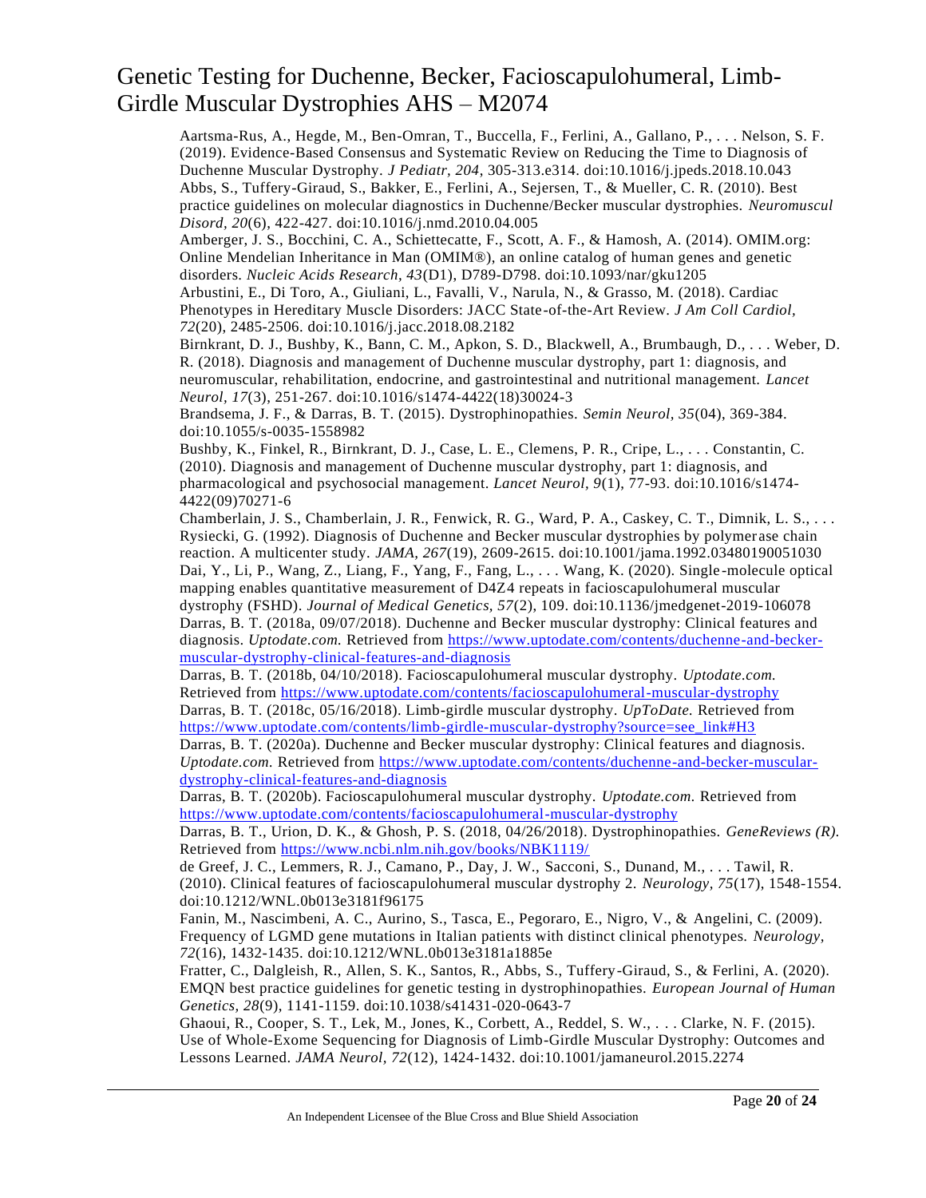Aartsma-Rus, A., Hegde, M., Ben-Omran, T., Buccella, F., Ferlini, A., Gallano, P., . . . Nelson, S. F. (2019). Evidence-Based Consensus and Systematic Review on Reducing the Time to Diagnosis of Duchenne Muscular Dystrophy. *J Pediatr, 204*, 305-313.e314. doi:10.1016/j.jpeds.2018.10.043

Abbs, S., Tuffery-Giraud, S., Bakker, E., Ferlini, A., Sejersen, T., & Mueller, C. R. (2010). Best practice guidelines on molecular diagnostics in Duchenne/Becker muscular dystrophies. *Neuromuscul Disord, 20*(6), 422-427. doi:10.1016/j.nmd.2010.04.005

Amberger, J. S., Bocchini, C. A., Schiettecatte, F., Scott, A. F., & Hamosh, A. (2014). OMIM.org: Online Mendelian Inheritance in Man (OMIM®), an online catalog of human genes and genetic disorders. *Nucleic Acids Research, 43*(D1), D789-D798. doi:10.1093/nar/gku1205

Arbustini, E., Di Toro, A., Giuliani, L., Favalli, V., Narula, N., & Grasso, M. (2018). Cardiac Phenotypes in Hereditary Muscle Disorders: JACC State-of-the-Art Review. *J Am Coll Cardiol, 72*(20), 2485-2506. doi:10.1016/j.jacc.2018.08.2182

Birnkrant, D. J., Bushby, K., Bann, C. M., Apkon, S. D., Blackwell, A., Brumbaugh, D., . . . Weber, D. R. (2018). Diagnosis and management of Duchenne muscular dystrophy, part 1: diagnosis, and neuromuscular, rehabilitation, endocrine, and gastrointestinal and nutritional management. *Lancet Neurol, 17*(3), 251-267. doi:10.1016/s1474-4422(18)30024-3

Brandsema, J. F., & Darras, B. T. (2015). Dystrophinopathies. *Semin Neurol, 35*(04), 369-384. doi:10.1055/s-0035-1558982

Bushby, K., Finkel, R., Birnkrant, D. J., Case, L. E., Clemens, P. R., Cripe, L., . . . Constantin, C. (2010). Diagnosis and management of Duchenne muscular dystrophy, part 1: diagnosis, and pharmacological and psychosocial management. *Lancet Neurol, 9*(1), 77-93. doi:10.1016/s1474-4422(09)70271-6

Chamberlain, J. S., Chamberlain, J. R., Fenwick, R. G., Ward, P. A., Caskey, C. T., Dimnik, L. S., . . . Rysiecki, G. (1992). Diagnosis of Duchenne and Becker muscular dystrophies by polymerase chain reaction. A multicenter study. *JAMA, 267*(19), 2609-2615. doi:10.1001/jama.1992.03480190051030

Dai, Y., Li, P., Wang, Z., Liang, F., Yang, F., Fang, L., . . . Wang, K. (2020). Single-molecule optical mapping enables quantitative measurement of D4Z4 repeats in facioscapulohumeral muscular dystrophy (FSHD). *Journal of Medical Genetics, 57*(2), 109. doi:10.1136/jmedgenet-2019-106078

Darras, B. T. (2018a, 09/07/2018). Duchenne and Becker muscular dystrophy: Clinical features and diagnosis. *Uptodate.com.* Retrieved from https://www.uptodate.com/contents/duchenne-and-becker-muscular-dystrophy-clinical-features-and-diagnosis

Darras, B. T. (2018b, 04/10/2018). Facioscapulohumeral muscular dystrophy. *Uptodate.com.* Retrieved from https://www.uptodate.com/contents/facioscapulohumeral-muscular-dystrophy

Darras, B. T. (2018c, 05/16/2018). Limb-girdle muscular dystrophy. *UpToDate.* Retrieved from https://www.uptodate.com/contents/limb-girdle-muscular-dystrophy?source=see_link#H3

Darras, B. T. (2020a). Duchenne and Becker muscular dystrophy: Clinical features and diagnosis. *Uptodate.com.* Retrieved from https://www.uptodate.com/contents/duchenne-and-becker-muscular-dystrophy-clinical-features-and-diagnosis

Darras, B. T. (2020b). Facioscapulohumeral muscular dystrophy. *Uptodate.com.* Retrieved from https://www.uptodate.com/contents/facioscapulohumeral-muscular-dystrophy

Darras, B. T., Urion, D. K., & Ghosh, P. S. (2018, 04/26/2018). Dystrophinopathies. *GeneReviews (R).* Retrieved from https://www.ncbi.nlm.nih.gov/books/NBK1119/

de Greef, J. C., Lemmers, R. J., Camano, P., Day, J. W., Sacconi, S., Dunand, M., . . . Tawil, R. (2010). Clinical features of facioscapulohumeral muscular dystrophy 2. *Neurology, 75*(17), 1548-1554. doi:10.1212/WNL.0b013e3181f96175

Fanin, M., Nascimbeni, A. C., Aurino, S., Tasca, E., Pegoraro, E., Nigro, V., & Angelini, C. (2009). Frequency of LGMD gene mutations in Italian patients with distinct clinical phenotypes. *Neurology, 72*(16), 1432-1435. doi:10.1212/WNL.0b013e3181a1885e

Fratter, C., Dalgleish, R., Allen, S. K., Santos, R., Abbs, S., Tuffery-Giraud, S., & Ferlini, A. (2020). EMQN best practice guidelines for genetic testing in dystrophinopathies. *European Journal of Human Genetics, 28*(9), 1141-1159. doi:10.1038/s41431-020-0643-7

Ghaoui, R., Cooper, S. T., Lek, M., Jones, K., Corbett, A., Reddel, S. W., . . . Clarke, N. F. (2015). Use of Whole-Exome Sequencing for Diagnosis of Limb-Girdle Muscular Dystrophy: Outcomes and Lessons Learned. *JAMA Neurol, 72*(12), 1424-1432. doi:10.1001/jamaneurol.2015.2274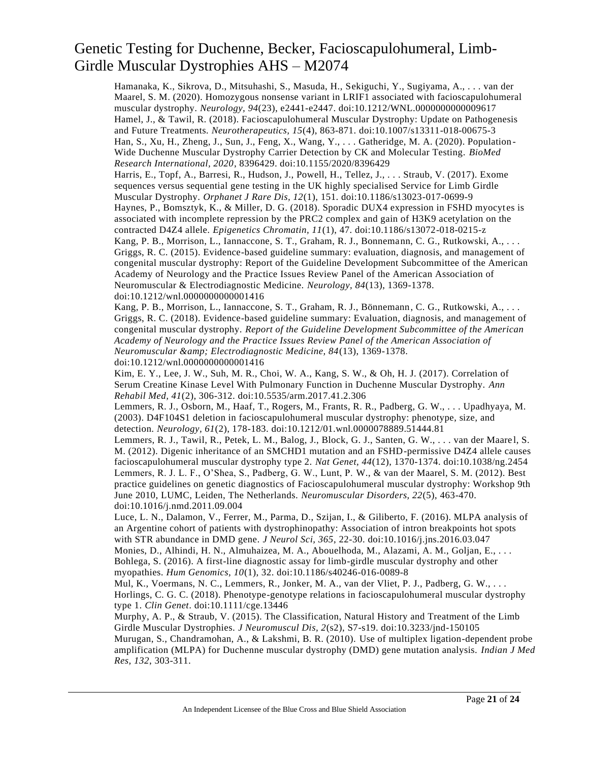Hamanaka, K., Sikrova, D., Mitsuhashi, S., Masuda, H., Sekiguchi, Y., Sugiyama, A., . . . van der Maarel, S. M. (2020). Homozygous nonsense variant in LRIF1 associated with facioscapulohumeral muscular dystrophy. *Neurology, 94*(23), e2441-e2447. doi:10.1212/WNL.0000000000009617

Hamel, J., & Tawil, R. (2018). Facioscapulohumeral Muscular Dystrophy: Update on Pathogenesis and Future Treatments. *Neurotherapeutics, 15*(4), 863-871. doi:10.1007/s13311-018-00675-3

Han, S., Xu, H., Zheng, J., Sun, J., Feng, X., Wang, Y., . . . Gatheridge, M. A. (2020). Population-Wide Duchenne Muscular Dystrophy Carrier Detection by CK and Molecular Testing. *BioMed Research International, 2020*, 8396429. doi:10.1155/2020/8396429

Harris, E., Topf, A., Barresi, R., Hudson, J., Powell, H., Tellez, J., . . . Straub, V. (2017). Exome sequences versus sequential gene testing in the UK highly specialised Service for Limb Girdle Muscular Dystrophy. *Orphanet J Rare Dis, 12*(1), 151. doi:10.1186/s13023-017-0699-9

Haynes, P., Bomsztyk, K., & Miller, D. G. (2018). Sporadic DUX4 expression in FSHD myocytes is associated with incomplete repression by the PRC2 complex and gain of H3K9 acetylation on the contracted D4Z4 allele. *Epigenetics Chromatin, 11*(1), 47. doi:10.1186/s13072-018-0215-z

Kang, P. B., Morrison, L., Iannaccone, S. T., Graham, R. J., Bonnemann, C. G., Rutkowski, A., . . . Griggs, R. C. (2015). Evidence-based guideline summary: evaluation, diagnosis, and management of congenital muscular dystrophy: Report of the Guideline Development Subcommittee of the American Academy of Neurology and the Practice Issues Review Panel of the American Association of Neuromuscular & Electrodiagnostic Medicine. *Neurology, 84*(13), 1369-1378. doi:10.1212/wnl.0000000000001416

Kang, P. B., Morrison, L., Iannaccone, S. T., Graham, R. J., Bönnemann, C. G., Rutkowski, A., . . . Griggs, R. C. (2018). Evidence-based guideline summary: Evaluation, diagnosis, and management of congenital muscular dystrophy. *Report of the Guideline Development Subcommittee of the American Academy of Neurology and the Practice Issues Review Panel of the American Association of Neuromuscular &amp; Electrodiagnostic Medicine, 84*(13), 1369-1378. doi:10.1212/wnl.0000000000001416

Kim, E. Y., Lee, J. W., Suh, M. R., Choi, W. A., Kang, S. W., & Oh, H. J. (2017). Correlation of Serum Creatine Kinase Level With Pulmonary Function in Duchenne Muscular Dystrophy. *Ann Rehabil Med, 41*(2), 306-312. doi:10.5535/arm.2017.41.2.306

Lemmers, R. J., Osborn, M., Haaf, T., Rogers, M., Frants, R. R., Padberg, G. W., . . . Upadhyaya, M. (2003). D4F104S1 deletion in facioscapulohumeral muscular dystrophy: phenotype, size, and detection. *Neurology, 61*(2), 178-183. doi:10.1212/01.wnl.0000078889.51444.81

Lemmers, R. J., Tawil, R., Petek, L. M., Balog, J., Block, G. J., Santen, G. W., . . . van der Maarel, S. M. (2012). Digenic inheritance of an SMCHD1 mutation and an FSHD-permissive D4Z4 allele causes facioscapulohumeral muscular dystrophy type 2. *Nat Genet, 44*(12), 1370-1374. doi:10.1038/ng.2454

Lemmers, R. J. L. F., O'Shea, S., Padberg, G. W., Lunt, P. W., & van der Maarel, S. M. (2012). Best practice guidelines on genetic diagnostics of Facioscapulohumeral muscular dystrophy: Workshop 9th June 2010, LUMC, Leiden, The Netherlands. *Neuromuscular Disorders, 22*(5), 463-470. doi:10.1016/j.nmd.2011.09.004

Luce, L. N., Dalamon, V., Ferrer, M., Parma, D., Szijan, I., & Giliberto, F. (2016). MLPA analysis of an Argentine cohort of patients with dystrophinopathy: Association of intron breakpoints hot spots with STR abundance in DMD gene. *J Neurol Sci, 365*, 22-30. doi:10.1016/j.jns.2016.03.047

Monies, D., Alhindi, H. N., Almuhaizea, M. A., Abouelhoda, M., Alazami, A. M., Goljan, E., . . . Bohlega, S. (2016). A first-line diagnostic assay for limb-girdle muscular dystrophy and other myopathies. *Hum Genomics, 10*(1), 32. doi:10.1186/s40246-016-0089-8

Mul, K., Voermans, N. C., Lemmers, R., Jonker, M. A., van der Vliet, P. J., Padberg, G. W., . . . Horlings, C. G. C. (2018). Phenotype-genotype relations in facioscapulohumeral muscular dystrophy type 1. *Clin Genet*. doi:10.1111/cge.13446

Murphy, A. P., & Straub, V. (2015). The Classification, Natural History and Treatment of the Limb Girdle Muscular Dystrophies. *J Neuromuscul Dis, 2*(s2), S7-s19. doi:10.3233/jnd-150105

Murugan, S., Chandramohan, A., & Lakshmi, B. R. (2010). Use of multiplex ligation-dependent probe amplification (MLPA) for Duchenne muscular dystrophy (DMD) gene mutation analysis. *Indian J Med Res, 132*, 303-311.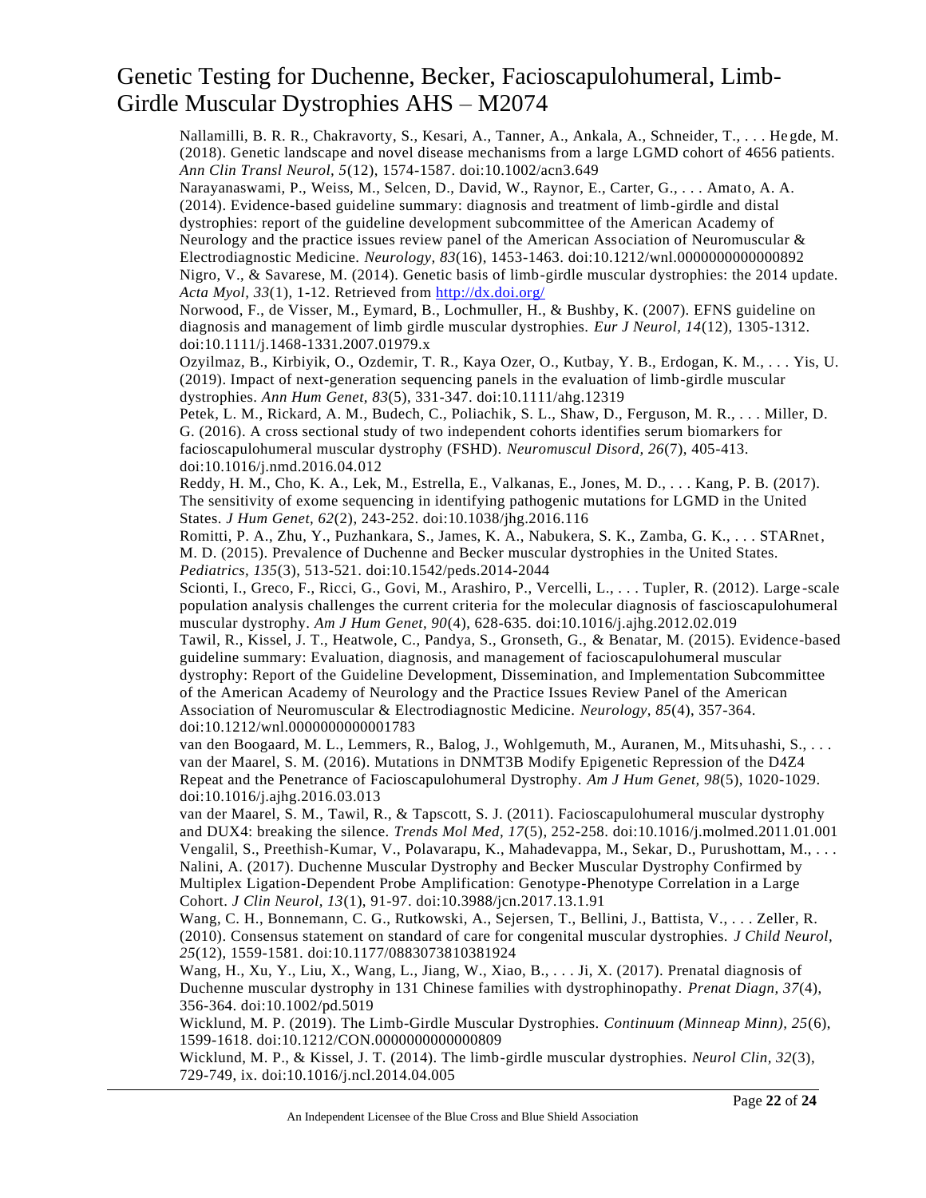Nallamilli, B. R. R., Chakravorty, S., Kesari, A., Tanner, A., Ankala, A., Schneider, T., . . . Hegde, M. (2018). Genetic landscape and novel disease mechanisms from a large LGMD cohort of 4656 patients. *Ann Clin Transl Neurol, 5*(12), 1574-1587. doi:10.1002/acn3.649

Narayanaswami, P., Weiss, M., Selcen, D., David, W., Raynor, E., Carter, G., . . . Amato, A. A. (2014). Evidence-based guideline summary: diagnosis and treatment of limb-girdle and distal dystrophies: report of the guideline development subcommittee of the American Academy of Neurology and the practice issues review panel of the American Association of Neuromuscular & Electrodiagnostic Medicine. *Neurology, 83*(16), 1453-1463. doi:10.1212/wnl.0000000000000892

Nigro, V., & Savarese, M. (2014). Genetic basis of limb-girdle muscular dystrophies: the 2014 update. *Acta Myol, 33*(1), 1-12. Retrieved from http://dx.doi.org/

Norwood, F., de Visser, M., Eymard, B., Lochmuller, H., & Bushby, K. (2007). EFNS guideline on diagnosis and management of limb girdle muscular dystrophies. *Eur J Neurol, 14*(12), 1305-1312. doi:10.1111/j.1468-1331.2007.01979.x

Ozyilmaz, B., Kirbiyik, O., Ozdemir, T. R., Kaya Ozer, O., Kutbay, Y. B., Erdogan, K. M., . . . Yis, U. (2019). Impact of next-generation sequencing panels in the evaluation of limb-girdle muscular dystrophies. *Ann Hum Genet, 83*(5), 331-347. doi:10.1111/ahg.12319

Petek, L. M., Rickard, A. M., Budech, C., Poliachik, S. L., Shaw, D., Ferguson, M. R., . . . Miller, D. G. (2016). A cross sectional study of two independent cohorts identifies serum biomarkers for facioscapulohumeral muscular dystrophy (FSHD). *Neuromuscul Disord, 26*(7), 405-413. doi:10.1016/j.nmd.2016.04.012

Reddy, H. M., Cho, K. A., Lek, M., Estrella, E., Valkanas, E., Jones, M. D., . . . Kang, P. B. (2017). The sensitivity of exome sequencing in identifying pathogenic mutations for LGMD in the United States. *J Hum Genet, 62*(2), 243-252. doi:10.1038/jhg.2016.116

Romitti, P. A., Zhu, Y., Puzhankara, S., James, K. A., Nabukera, S. K., Zamba, G. K., . . . STARnet, M. D. (2015). Prevalence of Duchenne and Becker muscular dystrophies in the United States. *Pediatrics, 135*(3), 513-521. doi:10.1542/peds.2014-2044

Scionti, I., Greco, F., Ricci, G., Govi, M., Arashiro, P., Vercelli, L., . . . Tupler, R. (2012). Large-scale population analysis challenges the current criteria for the molecular diagnosis of fascioscapulohumeral muscular dystrophy. *Am J Hum Genet, 90*(4), 628-635. doi:10.1016/j.ajhg.2012.02.019

Tawil, R., Kissel, J. T., Heatwole, C., Pandya, S., Gronseth, G., & Benatar, M. (2015). Evidence-based guideline summary: Evaluation, diagnosis, and management of facioscapulohumeral muscular dystrophy: Report of the Guideline Development, Dissemination, and Implementation Subcommittee of the American Academy of Neurology and the Practice Issues Review Panel of the American Association of Neuromuscular & Electrodiagnostic Medicine. *Neurology, 85*(4), 357-364. doi:10.1212/wnl.0000000000001783

van den Boogaard, M. L., Lemmers, R., Balog, J., Wohlgemuth, M., Auranen, M., Mitsuhashi, S., . . . van der Maarel, S. M. (2016). Mutations in DNMT3B Modify Epigenetic Repression of the D4Z4 Repeat and the Penetrance of Facioscapulohumeral Dystrophy. *Am J Hum Genet, 98*(5), 1020-1029. doi:10.1016/j.ajhg.2016.03.013

van der Maarel, S. M., Tawil, R., & Tapscott, S. J. (2011). Facioscapulohumeral muscular dystrophy and DUX4: breaking the silence. *Trends Mol Med, 17*(5), 252-258. doi:10.1016/j.molmed.2011.01.001

Vengalil, S., Preethish-Kumar, V., Polavarapu, K., Mahadevappa, M., Sekar, D., Purushottam, M., . . . Nalini, A. (2017). Duchenne Muscular Dystrophy and Becker Muscular Dystrophy Confirmed by Multiplex Ligation-Dependent Probe Amplification: Genotype-Phenotype Correlation in a Large Cohort. *J Clin Neurol, 13*(1), 91-97. doi:10.3988/jcn.2017.13.1.91

Wang, C. H., Bonnemann, C. G., Rutkowski, A., Sejersen, T., Bellini, J., Battista, V., . . . Zeller, R. (2010). Consensus statement on standard of care for congenital muscular dystrophies. *J Child Neurol, 25*(12), 1559-1581. doi:10.1177/0883073810381924

Wang, H., Xu, Y., Liu, X., Wang, L., Jiang, W., Xiao, B., . . . Ji, X. (2017). Prenatal diagnosis of Duchenne muscular dystrophy in 131 Chinese families with dystrophinopathy. *Prenat Diagn, 37*(4), 356-364. doi:10.1002/pd.5019

Wicklund, M. P. (2019). The Limb-Girdle Muscular Dystrophies. *Continuum (Minneap Minn), 25*(6), 1599-1618. doi:10.1212/CON.0000000000000809

Wicklund, M. P., & Kissel, J. T. (2014). The limb-girdle muscular dystrophies. *Neurol Clin, 32*(3), 729-749, ix. doi:10.1016/j.ncl.2014.04.005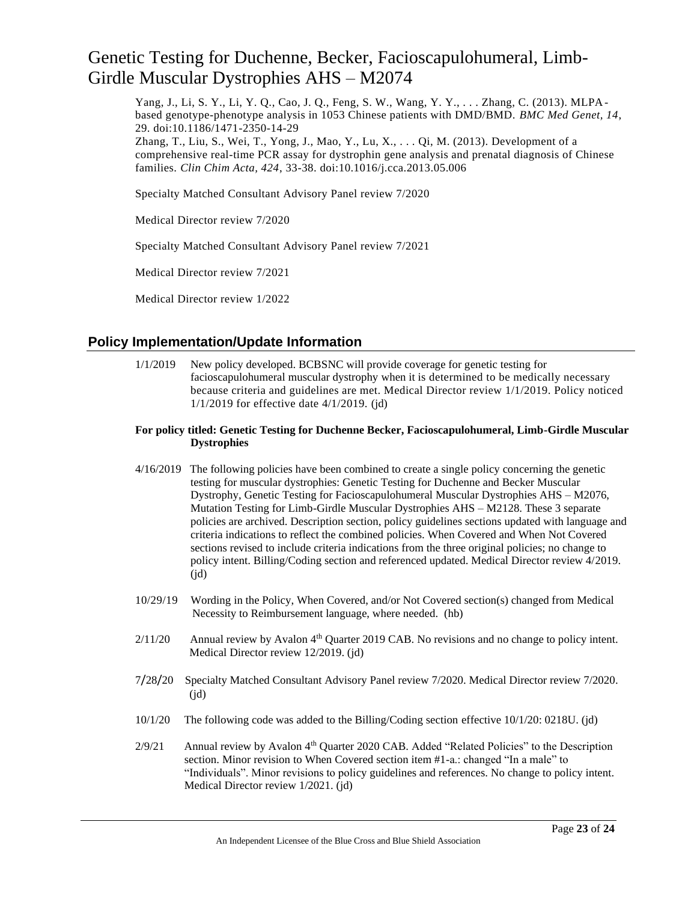Yang, J., Li, S. Y., Li, Y. Q., Cao, J. Q., Feng, S. W., Wang, Y. Y., . . . Zhang, C. (2013). MLPA-based genotype-phenotype analysis in 1053 Chinese patients with DMD/BMD. *BMC Med Genet, 14*, 29. doi:10.1186/1471-2350-14-29

Zhang, T., Liu, S., Wei, T., Yong, J., Mao, Y., Lu, X., . . . Qi, M. (2013). Development of a comprehensive real-time PCR assay for dystrophin gene analysis and prenatal diagnosis of Chinese families. *Clin Chim Acta, 424*, 33-38. doi:10.1016/j.cca.2013.05.006

Specialty Matched Consultant Advisory Panel review 7/2020

Medical Director review 7/2020

Specialty Matched Consultant Advisory Panel review 7/2021

Medical Director review 7/2021

Medical Director review 1/2022

## Policy Implementation/Update Information

1/1/2019 New policy developed. BCBSNC will provide coverage for genetic testing for facioscapulohumeral muscular dystrophy when it is determined to be medically necessary because criteria and guidelines are met. Medical Director review 1/1/2019. Policy noticed 1/1/2019 for effective date 4/1/2019. (jd)

**For policy titled: Genetic Testing for Duchenne Becker, Facioscapulohumeral, Limb-Girdle Muscular Dystrophies**

4/16/2019 The following policies have been combined to create a single policy concerning the genetic testing for muscular dystrophies: Genetic Testing for Duchenne and Becker Muscular Dystrophy, Genetic Testing for Facioscapulohumeral Muscular Dystrophies AHS – M2076, Mutation Testing for Limb-Girdle Muscular Dystrophies AHS – M2128. These 3 separate policies are archived. Description section, policy guidelines sections updated with language and criteria indications to reflect the combined policies. When Covered and When Not Covered sections revised to include criteria indications from the three original policies; no change to policy intent. Billing/Coding section and referenced updated. Medical Director review 4/2019. (jd)

10/29/19 Wording in the Policy, When Covered, and/or Not Covered section(s) changed from Medical Necessity to Reimbursement language, where needed. (hb)

2/11/20 Annual review by Avalon 4th Quarter 2019 CAB. No revisions and no change to policy intent. Medical Director review 12/2019. (jd)

7/28/20 Specialty Matched Consultant Advisory Panel review 7/2020. Medical Director review 7/2020. (jd)

10/1/20 The following code was added to the Billing/Coding section effective 10/1/20: 0218U. (jd)

2/9/21 Annual review by Avalon 4th Quarter 2020 CAB. Added "Related Policies" to the Description section. Minor revision to When Covered section item #1-a.: changed "In a male" to "Individuals". Minor revisions to policy guidelines and references. No change to policy intent. Medical Director review 1/2021. (jd)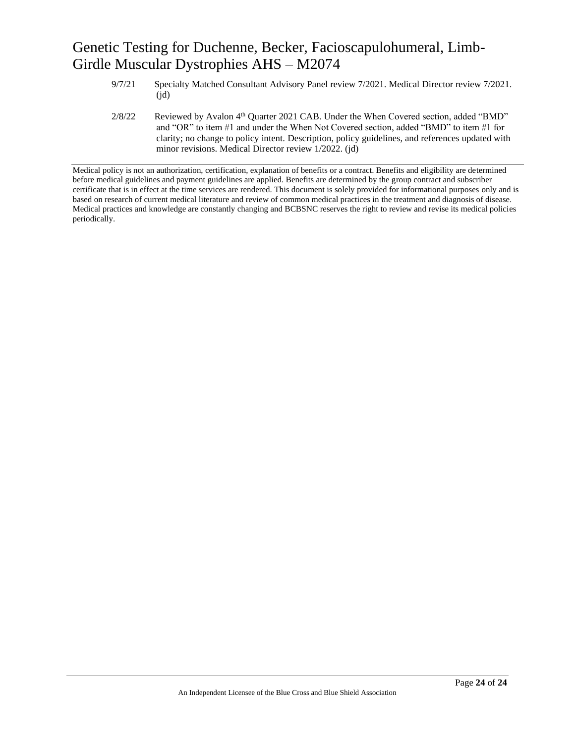9/7/21 Specialty Matched Consultant Advisory Panel review 7/2021. Medical Director review 7/2021. (jd)

2/8/22 Reviewed by Avalon 4th Quarter 2021 CAB. Under the When Covered section, added "BMD" and "OR" to item #1 and under the When Not Covered section, added "BMD" to item #1 for clarity; no change to policy intent. Description, policy guidelines, and references updated with minor revisions. Medical Director review 1/2022. (jd)

---

Medical policy is not an authorization, certification, explanation of benefits or a contract. Benefits and eligibility are determined before medical guidelines and payment guidelines are applied. Benefits are determined by the group contract and subscriber certificate that is in effect at the time services are rendered. This document is solely provided for informational purposes only and is based on research of current medical literature and review of common medical practices in the treatment and diagnosis of disease. Medical practices and knowledge are constantly changing and BCBSNC reserves the right to review and revise its medical policies periodically.